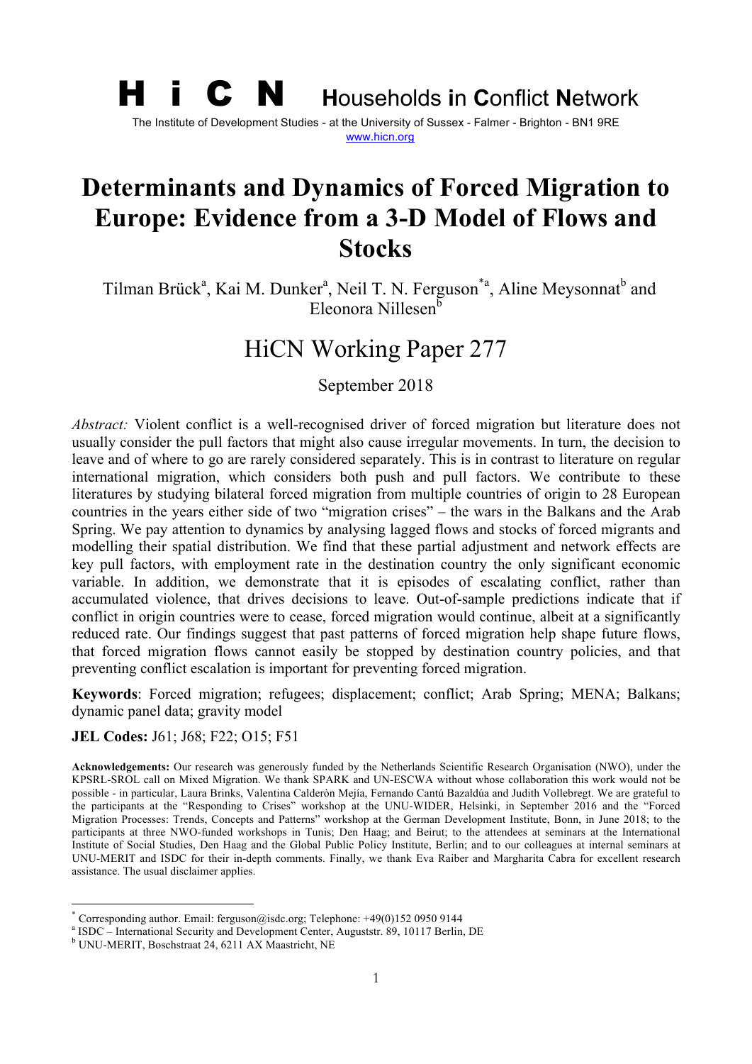# H i C N Households in Conflict Network

The Institute of Development Studies - at the University of Sussex - Falmer - Brighton - BN1 9RE
www.hicn.org

# Determinants and Dynamics of Forced Migration to Europe: Evidence from a 3-D Model of Flows and Stocks

Tilman Brück[a], Kai M. Dunker[a], Neil T. N. Ferguson[*a], Aline Meysonnat[b] and Eleonora Nillesen[b]

## HiCN Working Paper 277

September 2018

*Abstract:* Violent conflict is a well-recognised driver of forced migration but literature does not usually consider the pull factors that might also cause irregular movements. In turn, the decision to leave and of where to go are rarely considered separately. This is in contrast to literature on regular international migration, which considers both push and pull factors. We contribute to these literatures by studying bilateral forced migration from multiple countries of origin to 28 European countries in the years either side of two "migration crises" – the wars in the Balkans and the Arab Spring. We pay attention to dynamics by analysing lagged flows and stocks of forced migrants and modelling their spatial distribution. We find that these partial adjustment and network effects are key pull factors, with employment rate in the destination country the only significant economic variable. In addition, we demonstrate that it is episodes of escalating conflict, rather than accumulated violence, that drives decisions to leave. Out-of-sample predictions indicate that if conflict in origin countries were to cease, forced migration would continue, albeit at a significantly reduced rate. Our findings suggest that past patterns of forced migration help shape future flows, that forced migration flows cannot easily be stopped by destination country policies, and that preventing conflict escalation is important for preventing forced migration.

**Keywords**: Forced migration; refugees; displacement; conflict; Arab Spring; MENA; Balkans; dynamic panel data; gravity model

**JEL Codes:** J61; J68; F22; O15; F51

**Acknowledgements:** Our research was generously funded by the Netherlands Scientific Research Organisation (NWO), under the KPSRL-SROL call on Mixed Migration. We thank SPARK and UN-ESCWA without whose collaboration this work would not be possible - in particular, Laura Brinks, Valentina Calderòn Mejía, Fernando Cantú Bazaldúa and Judith Vollebregt. We are grateful to the participants at the "Responding to Crises" workshop at the UNU-WIDER, Helsinki, in September 2016 and the "Forced Migration Processes: Trends, Concepts and Patterns" workshop at the German Development Institute, Bonn, in June 2018; to the participants at three NWO-funded workshops in Tunis; Den Haag; and Beirut; to the attendees at seminars at the International Institute of Social Studies, Den Haag and the Global Public Policy Institute, Berlin; and to our colleagues at internal seminars at UNU-MERIT and ISDC for their in-depth comments. Finally, we thank Eva Raiber and Margharita Cabra for excellent research assistance. The usual disclaimer applies.

---

[*] Corresponding author. Email: ferguson@isdc.org; Telephone: +49(0)152 0950 9144

[a] ISDC – International Security and Development Center, Auguststr. 89, 10117 Berlin, DE

[b] UNU-MERIT, Boschstraat 24, 6211 AX Maastricht, NE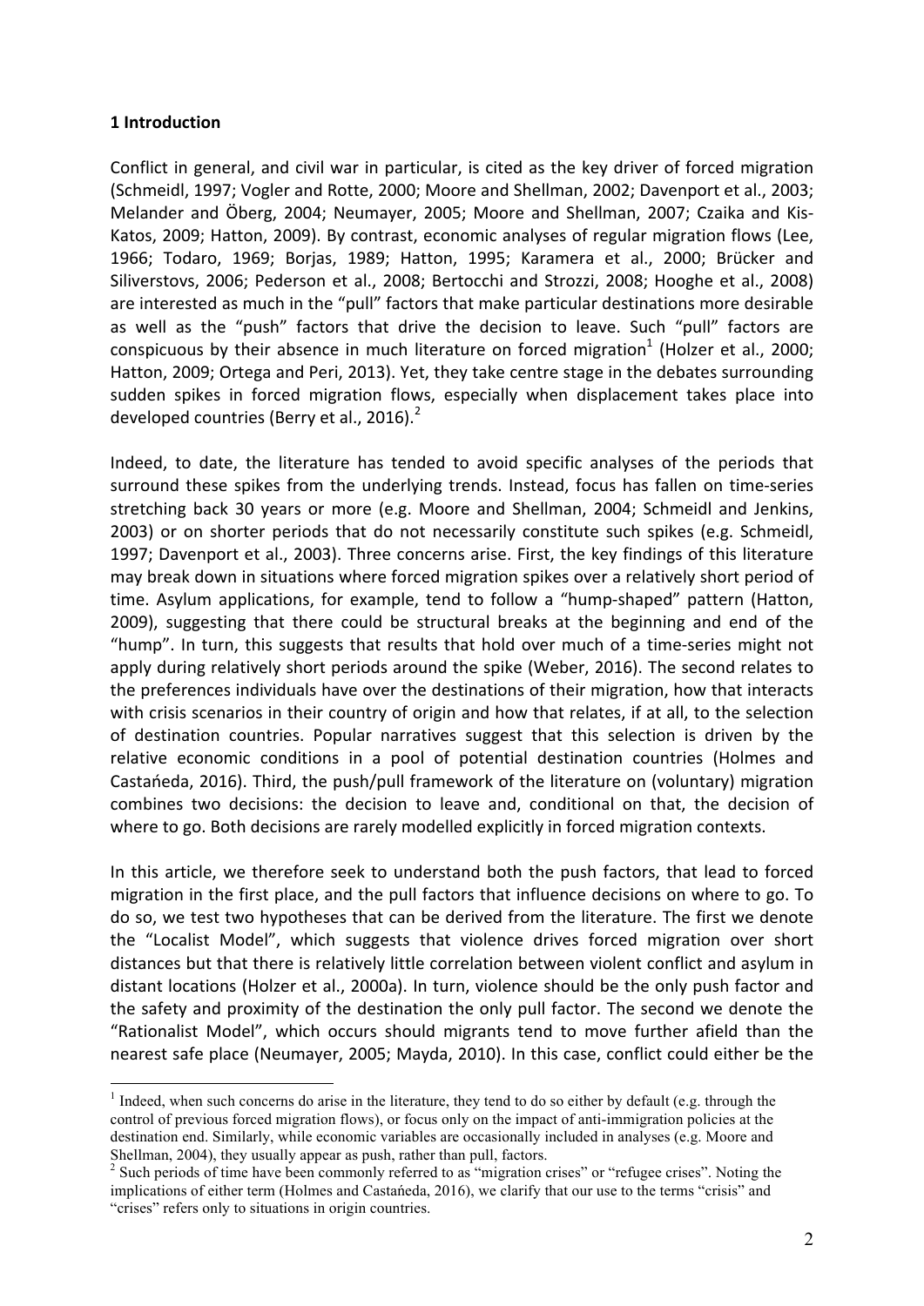**1 Introduction**

Conflict in general, and civil war in particular, is cited as the key driver of forced migration (Schmeidl, 1997; Vogler and Rotte, 2000; Moore and Shellman, 2002; Davenport et al., 2003; Melander and Öberg, 2004; Neumayer, 2005; Moore and Shellman, 2007; Czaika and Kis-Katos, 2009; Hatton, 2009). By contrast, economic analyses of regular migration flows (Lee, 1966; Todaro, 1969; Borjas, 1989; Hatton, 1995; Karamera et al., 2000; Brücker and Siliverstovs, 2006; Pederson et al., 2008; Bertocchi and Strozzi, 2008; Hooghe et al., 2008) are interested as much in the "pull" factors that make particular destinations more desirable as well as the "push" factors that drive the decision to leave. Such "pull" factors are conspicuous by their absence in much literature on forced migration[1] (Holzer et al., 2000; Hatton, 2009; Ortega and Peri, 2013). Yet, they take centre stage in the debates surrounding sudden spikes in forced migration flows, especially when displacement takes place into developed countries (Berry et al., 2016).[2]

Indeed, to date, the literature has tended to avoid specific analyses of the periods that surround these spikes from the underlying trends. Instead, focus has fallen on time-series stretching back 30 years or more (e.g. Moore and Shellman, 2004; Schmeidl and Jenkins, 2003) or on shorter periods that do not necessarily constitute such spikes (e.g. Schmeidl, 1997; Davenport et al., 2003). Three concerns arise. First, the key findings of this literature may break down in situations where forced migration spikes over a relatively short period of time. Asylum applications, for example, tend to follow a "hump-shaped" pattern (Hatton, 2009), suggesting that there could be structural breaks at the beginning and end of the "hump". In turn, this suggests that results that hold over much of a time-series might not apply during relatively short periods around the spike (Weber, 2016). The second relates to the preferences individuals have over the destinations of their migration, how that interacts with crisis scenarios in their country of origin and how that relates, if at all, to the selection of destination countries. Popular narratives suggest that this selection is driven by the relative economic conditions in a pool of potential destination countries (Holmes and Castańeda, 2016). Third, the push/pull framework of the literature on (voluntary) migration combines two decisions: the decision to leave and, conditional on that, the decision of where to go. Both decisions are rarely modelled explicitly in forced migration contexts.

In this article, we therefore seek to understand both the push factors, that lead to forced migration in the first place, and the pull factors that influence decisions on where to go. To do so, we test two hypotheses that can be derived from the literature. The first we denote the "Localist Model", which suggests that violence drives forced migration over short distances but that there is relatively little correlation between violent conflict and asylum in distant locations (Holzer et al., 2000a). In turn, violence should be the only push factor and the safety and proximity of the destination the only pull factor. The second we denote the "Rationalist Model", which occurs should migrants tend to move further afield than the nearest safe place (Neumayer, 2005; Mayda, 2010). In this case, conflict could either be the

[1] Indeed, when such concerns do arise in the literature, they tend to do so either by default (e.g. through the control of previous forced migration flows), or focus only on the impact of anti-immigration policies at the destination end. Similarly, while economic variables are occasionally included in analyses (e.g. Moore and Shellman, 2004), they usually appear as push, rather than pull, factors.

[2] Such periods of time have been commonly referred to as "migration crises" or "refugee crises". Noting the implications of either term (Holmes and Castańeda, 2016), we clarify that our use to the terms "crisis" and "crises" refers only to situations in origin countries.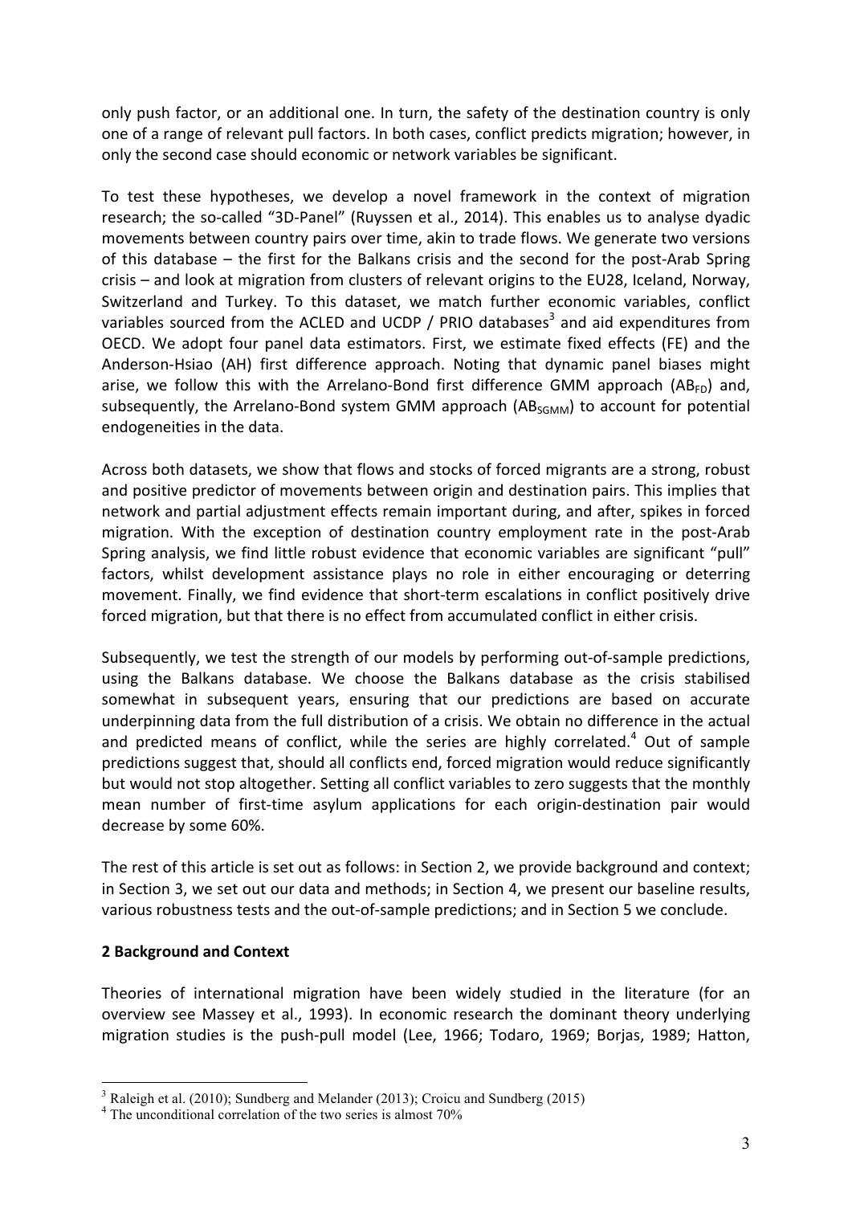only push factor, or an additional one. In turn, the safety of the destination country is only one of a range of relevant pull factors. In both cases, conflict predicts migration; however, in only the second case should economic or network variables be significant.

To test these hypotheses, we develop a novel framework in the context of migration research; the so-called "3D-Panel" (Ruyssen et al., 2014). This enables us to analyse dyadic movements between country pairs over time, akin to trade flows. We generate two versions of this database – the first for the Balkans crisis and the second for the post-Arab Spring crisis – and look at migration from clusters of relevant origins to the EU28, Iceland, Norway, Switzerland and Turkey. To this dataset, we match further economic variables, conflict variables sourced from the ACLED and UCDP / PRIO databases[3] and aid expenditures from OECD. We adopt four panel data estimators. First, we estimate fixed effects (FE) and the Anderson-Hsiao (AH) first difference approach. Noting that dynamic panel biases might arise, we follow this with the Arrelano-Bond first difference GMM approach ($AB_{FD}$) and, subsequently, the Arrelano-Bond system GMM approach ($AB_{SGMM}$) to account for potential endogeneities in the data.

Across both datasets, we show that flows and stocks of forced migrants are a strong, robust and positive predictor of movements between origin and destination pairs. This implies that network and partial adjustment effects remain important during, and after, spikes in forced migration. With the exception of destination country employment rate in the post-Arab Spring analysis, we find little robust evidence that economic variables are significant "pull" factors, whilst development assistance plays no role in either encouraging or deterring movement. Finally, we find evidence that short-term escalations in conflict positively drive forced migration, but that there is no effect from accumulated conflict in either crisis.

Subsequently, we test the strength of our models by performing out-of-sample predictions, using the Balkans database. We choose the Balkans database as the crisis stabilised somewhat in subsequent years, ensuring that our predictions are based on accurate underpinning data from the full distribution of a crisis. We obtain no difference in the actual and predicted means of conflict, while the series are highly correlated.[4] Out of sample predictions suggest that, should all conflicts end, forced migration would reduce significantly but would not stop altogether. Setting all conflict variables to zero suggests that the monthly mean number of first-time asylum applications for each origin-destination pair would decrease by some 60%.

The rest of this article is set out as follows: in Section 2, we provide background and context; in Section 3, we set out our data and methods; in Section 4, we present our baseline results, various robustness tests and the out-of-sample predictions; and in Section 5 we conclude.

## 2 Background and Context

Theories of international migration have been widely studied in the literature (for an overview see Massey et al., 1993). In economic research the dominant theory underlying migration studies is the push-pull model (Lee, 1966; Todaro, 1969; Borjas, 1989; Hatton,

---

[3] Raleigh et al. (2010); Sundberg and Melander (2013); Croicu and Sundberg (2015)

[4] The unconditional correlation of the two series is almost 70%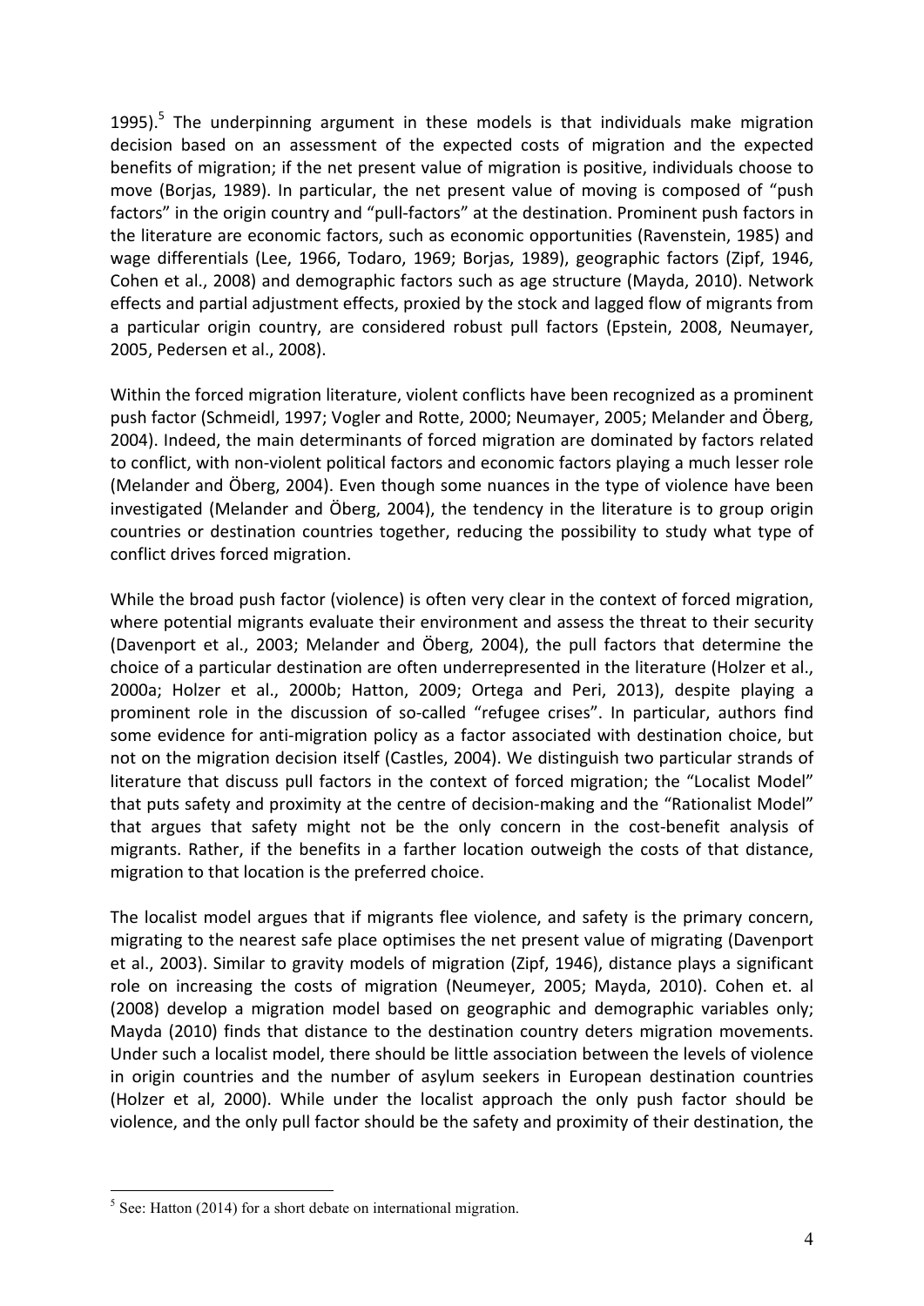1995).[5] The underpinning argument in these models is that individuals make migration decision based on an assessment of the expected costs of migration and the expected benefits of migration; if the net present value of migration is positive, individuals choose to move (Borjas, 1989). In particular, the net present value of moving is composed of "push factors" in the origin country and "pull-factors" at the destination. Prominent push factors in the literature are economic factors, such as economic opportunities (Ravenstein, 1985) and wage differentials (Lee, 1966, Todaro, 1969; Borjas, 1989), geographic factors (Zipf, 1946, Cohen et al., 2008) and demographic factors such as age structure (Mayda, 2010). Network effects and partial adjustment effects, proxied by the stock and lagged flow of migrants from a particular origin country, are considered robust pull factors (Epstein, 2008, Neumayer, 2005, Pedersen et al., 2008).

Within the forced migration literature, violent conflicts have been recognized as a prominent push factor (Schmeidl, 1997; Vogler and Rotte, 2000; Neumayer, 2005; Melander and Öberg, 2004). Indeed, the main determinants of forced migration are dominated by factors related to conflict, with non-violent political factors and economic factors playing a much lesser role (Melander and Öberg, 2004). Even though some nuances in the type of violence have been investigated (Melander and Öberg, 2004), the tendency in the literature is to group origin countries or destination countries together, reducing the possibility to study what type of conflict drives forced migration.

While the broad push factor (violence) is often very clear in the context of forced migration, where potential migrants evaluate their environment and assess the threat to their security (Davenport et al., 2003; Melander and Öberg, 2004), the pull factors that determine the choice of a particular destination are often underrepresented in the literature (Holzer et al., 2000a; Holzer et al., 2000b; Hatton, 2009; Ortega and Peri, 2013), despite playing a prominent role in the discussion of so-called "refugee crises". In particular, authors find some evidence for anti-migration policy as a factor associated with destination choice, but not on the migration decision itself (Castles, 2004). We distinguish two particular strands of literature that discuss pull factors in the context of forced migration; the "Localist Model" that puts safety and proximity at the centre of decision-making and the "Rationalist Model" that argues that safety might not be the only concern in the cost-benefit analysis of migrants. Rather, if the benefits in a farther location outweigh the costs of that distance, migration to that location is the preferred choice.

The localist model argues that if migrants flee violence, and safety is the primary concern, migrating to the nearest safe place optimises the net present value of migrating (Davenport et al., 2003). Similar to gravity models of migration (Zipf, 1946), distance plays a significant role on increasing the costs of migration (Neumeyer, 2005; Mayda, 2010). Cohen et. al (2008) develop a migration model based on geographic and demographic variables only; Mayda (2010) finds that distance to the destination country deters migration movements. Under such a localist model, there should be little association between the levels of violence in origin countries and the number of asylum seekers in European destination countries (Holzer et al, 2000). While under the localist approach the only push factor should be violence, and the only pull factor should be the safety and proximity of their destination, the

[5] See: Hatton (2014) for a short debate on international migration.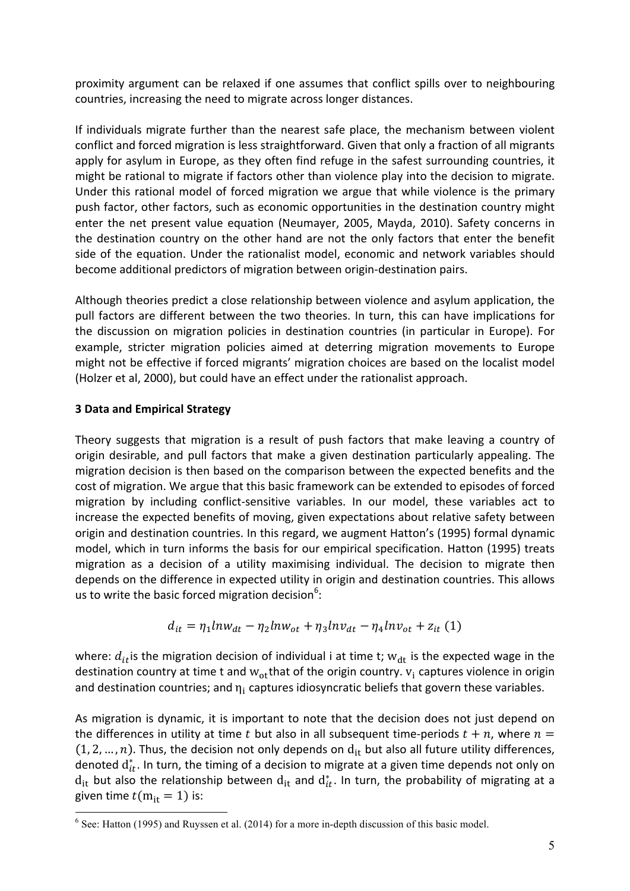proximity argument can be relaxed if one assumes that conflict spills over to neighbouring countries, increasing the need to migrate across longer distances.

If individuals migrate further than the nearest safe place, the mechanism between violent conflict and forced migration is less straightforward. Given that only a fraction of all migrants apply for asylum in Europe, as they often find refuge in the safest surrounding countries, it might be rational to migrate if factors other than violence play into the decision to migrate. Under this rational model of forced migration we argue that while violence is the primary push factor, other factors, such as economic opportunities in the destination country might enter the net present value equation (Neumayer, 2005, Mayda, 2010). Safety concerns in the destination country on the other hand are not the only factors that enter the benefit side of the equation. Under the rationalist model, economic and network variables should become additional predictors of migration between origin-destination pairs.

Although theories predict a close relationship between violence and asylum application, the pull factors are different between the two theories. In turn, this can have implications for the discussion on migration policies in destination countries (in particular in Europe). For example, stricter migration policies aimed at deterring migration movements to Europe might not be effective if forced migrants' migration choices are based on the localist model (Holzer et al, 2000), but could have an effect under the rationalist approach.

### 3 Data and Empirical Strategy

Theory suggests that migration is a result of push factors that make leaving a country of origin desirable, and pull factors that make a given destination particularly appealing. The migration decision is then based on the comparison between the expected benefits and the cost of migration. We argue that this basic framework can be extended to episodes of forced migration by including conflict-sensitive variables. In our model, these variables act to increase the expected benefits of moving, given expectations about relative safety between origin and destination countries. In this regard, we augment Hatton's (1995) formal dynamic model, which in turn informs the basis for our empirical specification. Hatton (1995) treats migration as a decision of a utility maximising individual. The decision to migrate then depends on the difference in expected utility in origin and destination countries. This allows us to write the basic forced migration decision[6]:

$$d_{it} = \eta_1 lnw_{dt} - \eta_2 lnw_{ot} + \eta_3 lnv_{dt} - \eta_4 lnv_{ot} + z_{it} \ (1)$$

where: $d_{it}$ is the migration decision of individual i at time t; $w_{dt}$ is the expected wage in the destination country at time t and $w_{ot}$ that of the origin country. $v_i$ captures violence in origin and destination countries; and $\eta_i$ captures idiosyncratic beliefs that govern these variables.

As migration is dynamic, it is important to note that the decision does not just depend on the differences in utility at time $t$ but also in all subsequent time-periods $t+n$, where $n = (1, 2, \dots, n)$. Thus, the decision not only depends on $d_{it}$ but also all future utility differences, denoted $d_{it}^{*}$. In turn, the timing of a decision to migrate at a given time depends not only on $d_{it}$ but also the relationship between $d_{it}$ and $d_{it}^{*}$. In turn, the probability of migrating at a given time $t(m_{it} = 1)$ is:

[6] See: Hatton (1995) and Ruyssen et al. (2014) for a more in-depth discussion of this basic model.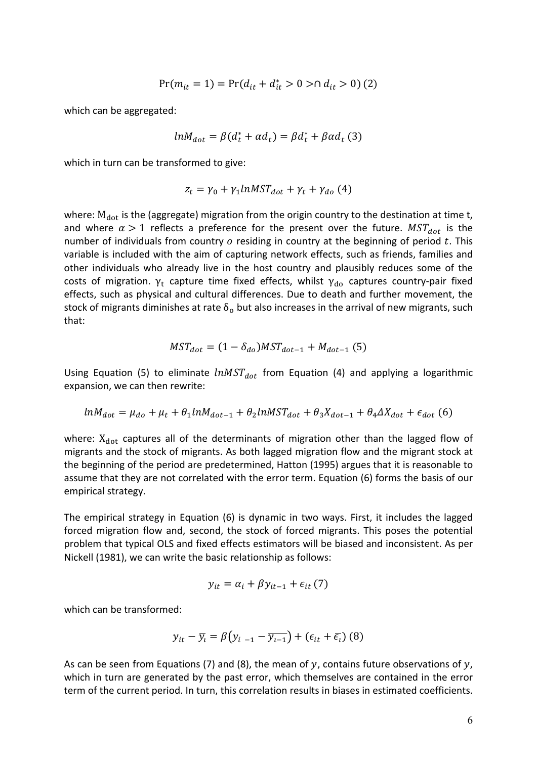$$\Pr(m_{it} = 1) = \Pr(d_{it} + d_{it}^{*} > 0 > \cap\, d_{it} > 0)\ (2)$$

which can be aggregated:

$$lnM_{dot} = \beta(d_t^{*} + \alpha d_t) = \beta d_t^{*} + \beta\alpha d_t\ (3)$$

which in turn can be transformed to give:

$$z_t = \gamma_0 + \gamma_1 lnMST_{dot} + \gamma_t + \gamma_{do}\ (4)$$

where: $M_{dot}$ is the (aggregate) migration from the origin country to the destination at time t, and where $\alpha > 1$ reflects a preference for the present over the future. $MST_{dot}$ is the number of individuals from country $o$ residing in country at the beginning of period $t$. This variable is included with the aim of capturing network effects, such as friends, families and other individuals who already live in the host country and plausibly reduces some of the costs of migration. $\gamma_t$ capture time fixed effects, whilst $\gamma_{do}$ captures country-pair fixed effects, such as physical and cultural differences. Due to death and further movement, the stock of migrants diminishes at rate $\delta_o$ but also increases in the arrival of new migrants, such that:

$$MST_{dot} = (1 - \delta_{do})MST_{dot-1} + M_{dot-1}\ (5)$$

Using Equation (5) to eliminate $lnMST_{dot}$ from Equation (4) and applying a logarithmic expansion, we can then rewrite:

$$lnM_{dot} = \mu_{do} + \mu_t + \theta_1 lnM_{dot-1} + \theta_2 lnMST_{dot} + \theta_3 X_{dot-1} + \theta_4 \Delta X_{dot} + \epsilon_{dot}\ (6)$$

where: $X_{dot}$ captures all of the determinants of migration other than the lagged flow of migrants and the stock of migrants. As both lagged migration flow and the migrant stock at the beginning of the period are predetermined, Hatton (1995) argues that it is reasonable to assume that they are not correlated with the error term. Equation (6) forms the basis of our empirical strategy.

The empirical strategy in Equation (6) is dynamic in two ways. First, it includes the lagged forced migration flow and, second, the stock of forced migrants. This poses the potential problem that typical OLS and fixed effects estimators will be biased and inconsistent. As per Nickell (1981), we can write the basic relationship as follows:

$$y_{it} = \alpha_i + \beta y_{it-1} + \epsilon_{it}\ (7)$$

which can be transformed:

$$y_{it} - \overline{y_i} = \beta\left(y_{i\ -1} - \overline{y_{i-1}}\right) + (\epsilon_{it} + \overline{\epsilon_i})\ (8)$$

As can be seen from Equations (7) and (8), the mean of $y$, contains future observations of $y$, which in turn are generated by the past error, which themselves are contained in the error term of the current period. In turn, this correlation results in biases in estimated coefficients.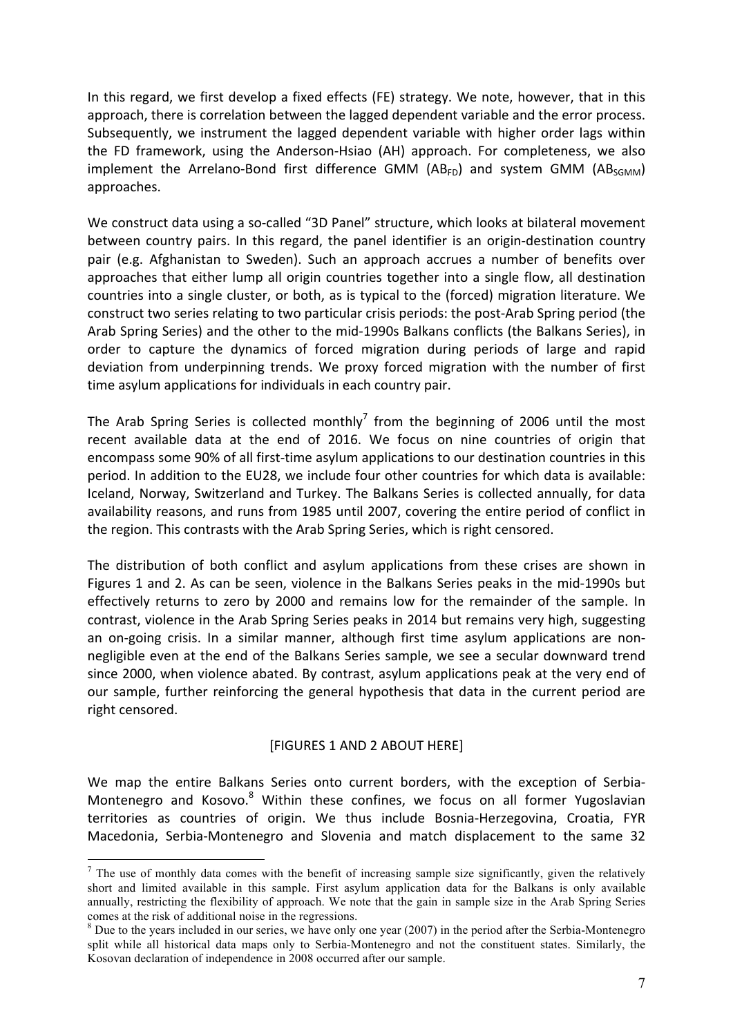In this regard, we first develop a fixed effects (FE) strategy. We note, however, that in this approach, there is correlation between the lagged dependent variable and the error process. Subsequently, we instrument the lagged dependent variable with higher order lags within the FD framework, using the Anderson-Hsiao (AH) approach. For completeness, we also implement the Arrelano-Bond first difference GMM ($AB_{FD}$) and system GMM ($AB_{SGMM}$) approaches.

We construct data using a so-called "3D Panel" structure, which looks at bilateral movement between country pairs. In this regard, the panel identifier is an origin-destination country pair (e.g. Afghanistan to Sweden). Such an approach accrues a number of benefits over approaches that either lump all origin countries together into a single flow, all destination countries into a single cluster, or both, as is typical to the (forced) migration literature. We construct two series relating to two particular crisis periods: the post-Arab Spring period (the Arab Spring Series) and the other to the mid-1990s Balkans conflicts (the Balkans Series), in order to capture the dynamics of forced migration during periods of large and rapid deviation from underpinning trends. We proxy forced migration with the number of first time asylum applications for individuals in each country pair.

The Arab Spring Series is collected monthly[7] from the beginning of 2006 until the most recent available data at the end of 2016. We focus on nine countries of origin that encompass some 90% of all first-time asylum applications to our destination countries in this period. In addition to the EU28, we include four other countries for which data is available: Iceland, Norway, Switzerland and Turkey. The Balkans Series is collected annually, for data availability reasons, and runs from 1985 until 2007, covering the entire period of conflict in the region. This contrasts with the Arab Spring Series, which is right censored.

The distribution of both conflict and asylum applications from these crises are shown in Figures 1 and 2. As can be seen, violence in the Balkans Series peaks in the mid-1990s but effectively returns to zero by 2000 and remains low for the remainder of the sample. In contrast, violence in the Arab Spring Series peaks in 2014 but remains very high, suggesting an on-going crisis. In a similar manner, although first time asylum applications are non-negligible even at the end of the Balkans Series sample, we see a secular downward trend since 2000, when violence abated. By contrast, asylum applications peak at the very end of our sample, further reinforcing the general hypothesis that data in the current period are right censored.

[FIGURES 1 AND 2 ABOUT HERE]

We map the entire Balkans Series onto current borders, with the exception of Serbia-Montenegro and Kosovo.[8] Within these confines, we focus on all former Yugoslavian territories as countries of origin. We thus include Bosnia-Herzegovina, Croatia, FYR Macedonia, Serbia-Montenegro and Slovenia and match displacement to the same 32

---

[7] The use of monthly data comes with the benefit of increasing sample size significantly, given the relatively short and limited available in this sample. First asylum application data for the Balkans is only available annually, restricting the flexibility of approach. We note that the gain in sample size in the Arab Spring Series comes at the risk of additional noise in the regressions.

[8] Due to the years included in our series, we have only one year (2007) in the period after the Serbia-Montenegro split while all historical data maps only to Serbia-Montenegro and not the constituent states. Similarly, the Kosovan declaration of independence in 2008 occurred after our sample.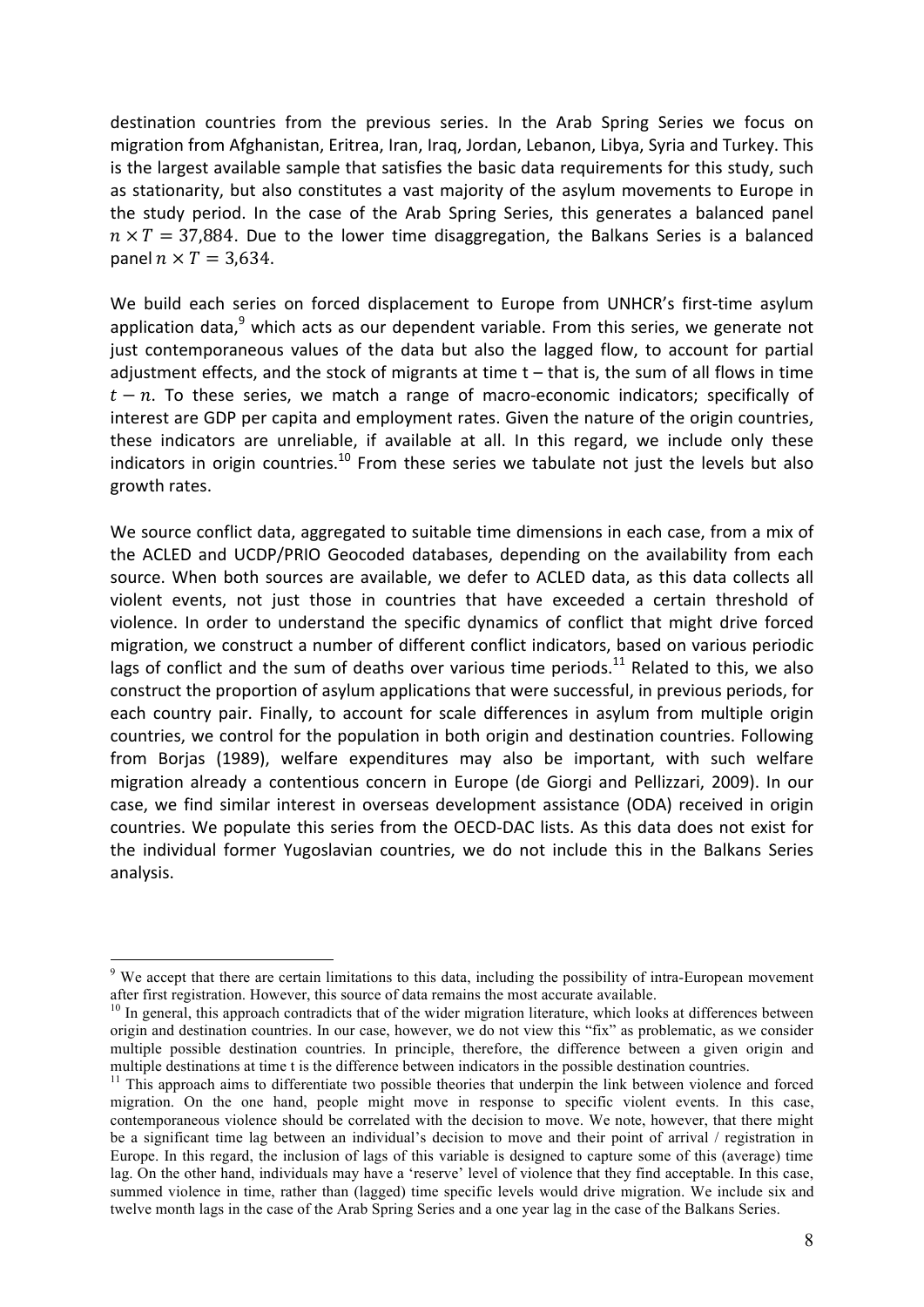destination countries from the previous series. In the Arab Spring Series we focus on migration from Afghanistan, Eritrea, Iran, Iraq, Jordan, Lebanon, Libya, Syria and Turkey. This is the largest available sample that satisfies the basic data requirements for this study, such as stationarity, but also constitutes a vast majority of the asylum movements to Europe in the study period. In the case of the Arab Spring Series, this generates a balanced panel $n \times T = 37{,}884$. Due to the lower time disaggregation, the Balkans Series is a balanced panel $n \times T = 3{,}634$.

We build each series on forced displacement to Europe from UNHCR's first-time asylum application data,[9] which acts as our dependent variable. From this series, we generate not just contemporaneous values of the data but also the lagged flow, to account for partial adjustment effects, and the stock of migrants at time t – that is, the sum of all flows in time $t - n$. To these series, we match a range of macro-economic indicators; specifically of interest are GDP per capita and employment rates. Given the nature of the origin countries, these indicators are unreliable, if available at all. In this regard, we include only these indicators in origin countries.[10] From these series we tabulate not just the levels but also growth rates.

We source conflict data, aggregated to suitable time dimensions in each case, from a mix of the ACLED and UCDP/PRIO Geocoded databases, depending on the availability from each source. When both sources are available, we defer to ACLED data, as this data collects all violent events, not just those in countries that have exceeded a certain threshold of violence. In order to understand the specific dynamics of conflict that might drive forced migration, we construct a number of different conflict indicators, based on various periodic lags of conflict and the sum of deaths over various time periods.[11] Related to this, we also construct the proportion of asylum applications that were successful, in previous periods, for each country pair. Finally, to account for scale differences in asylum from multiple origin countries, we control for the population in both origin and destination countries. Following from Borjas (1989), welfare expenditures may also be important, with such welfare migration already a contentious concern in Europe (de Giorgi and Pellizzari, 2009). In our case, we find similar interest in overseas development assistance (ODA) received in origin countries. We populate this series from the OECD-DAC lists. As this data does not exist for the individual former Yugoslavian countries, we do not include this in the Balkans Series analysis.

---

[9] We accept that there are certain limitations to this data, including the possibility of intra-European movement after first registration. However, this source of data remains the most accurate available.

[10] In general, this approach contradicts that of the wider migration literature, which looks at differences between origin and destination countries. In our case, however, we do not view this "fix" as problematic, as we consider multiple possible destination countries. In principle, therefore, the difference between a given origin and multiple destinations at time t is the difference between indicators in the possible destination countries.

[11] This approach aims to differentiate two possible theories that underpin the link between violence and forced migration. On the one hand, people might move in response to specific violent events. In this case, contemporaneous violence should be correlated with the decision to move. We note, however, that there might be a significant time lag between an individual's decision to move and their point of arrival / registration in Europe. In this regard, the inclusion of lags of this variable is designed to capture some of this (average) time lag. On the other hand, individuals may have a 'reserve' level of violence that they find acceptable. In this case, summed violence in time, rather than (lagged) time specific levels would drive migration. We include six and twelve month lags in the case of the Arab Spring Series and a one year lag in the case of the Balkans Series.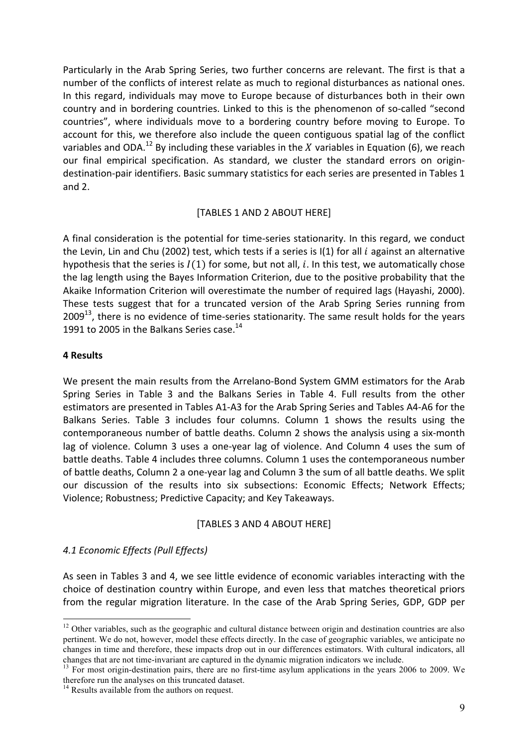Particularly in the Arab Spring Series, two further concerns are relevant. The first is that a number of the conflicts of interest relate as much to regional disturbances as national ones. In this regard, individuals may move to Europe because of disturbances both in their own country and in bordering countries. Linked to this is the phenomenon of so-called "second countries", where individuals move to a bordering country before moving to Europe. To account for this, we therefore also include the queen contiguous spatial lag of the conflict variables and ODA.[12] By including these variables in the $X$ variables in Equation (6), we reach our final empirical specification. As standard, we cluster the standard errors on origin-destination-pair identifiers. Basic summary statistics for each series are presented in Tables 1 and 2.

[TABLES 1 AND 2 ABOUT HERE]

A final consideration is the potential for time-series stationarity. In this regard, we conduct the Levin, Lin and Chu (2002) test, which tests if a series is I(1) for all $i$ against an alternative hypothesis that the series is $I(1)$ for some, but not all, $i$. In this test, we automatically chose the lag length using the Bayes Information Criterion, due to the positive probability that the Akaike Information Criterion will overestimate the number of required lags (Hayashi, 2000). These tests suggest that for a truncated version of the Arab Spring Series running from 2009[13], there is no evidence of time-series stationarity. The same result holds for the years 1991 to 2005 in the Balkans Series case.[14]

## 4 Results

We present the main results from the Arrelano-Bond System GMM estimators for the Arab Spring Series in Table 3 and the Balkans Series in Table 4. Full results from the other estimators are presented in Tables A1-A3 for the Arab Spring Series and Tables A4-A6 for the Balkans Series. Table 3 includes four columns. Column 1 shows the results using the contemporaneous number of battle deaths. Column 2 shows the analysis using a six-month lag of violence. Column 3 uses a one-year lag of violence. And Column 4 uses the sum of battle deaths. Table 4 includes three columns. Column 1 uses the contemporaneous number of battle deaths, Column 2 a one-year lag and Column 3 the sum of all battle deaths. We split our discussion of the results into six subsections: Economic Effects; Network Effects; Violence; Robustness; Predictive Capacity; and Key Takeaways.

[TABLES 3 AND 4 ABOUT HERE]

### *4.1 Economic Effects (Pull Effects)*

As seen in Tables 3 and 4, we see little evidence of economic variables interacting with the choice of destination country within Europe, and even less that matches theoretical priors from the regular migration literature. In the case of the Arab Spring Series, GDP, GDP per

---

[12] Other variables, such as the geographic and cultural distance between origin and destination countries are also pertinent. We do not, however, model these effects directly. In the case of geographic variables, we anticipate no changes in time and therefore, these impacts drop out in our differences estimators. With cultural indicators, all changes that are not time-invariant are captured in the dynamic migration indicators we include.

[13] For most origin-destination pairs, there are no first-time asylum applications in the years 2006 to 2009. We therefore run the analyses on this truncated dataset.

[14] Results available from the authors on request.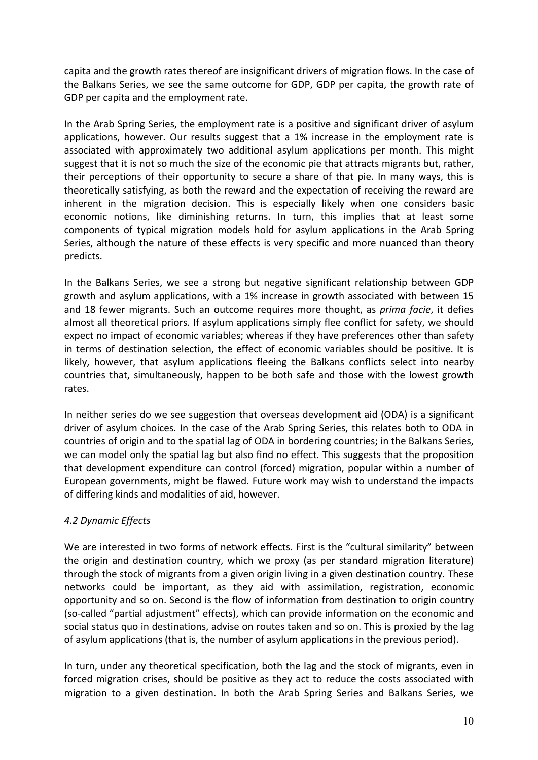capita and the growth rates thereof are insignificant drivers of migration flows. In the case of the Balkans Series, we see the same outcome for GDP, GDP per capita, the growth rate of GDP per capita and the employment rate.

In the Arab Spring Series, the employment rate is a positive and significant driver of asylum applications, however. Our results suggest that a 1% increase in the employment rate is associated with approximately two additional asylum applications per month. This might suggest that it is not so much the size of the economic pie that attracts migrants but, rather, their perceptions of their opportunity to secure a share of that pie. In many ways, this is theoretically satisfying, as both the reward and the expectation of receiving the reward are inherent in the migration decision. This is especially likely when one considers basic economic notions, like diminishing returns. In turn, this implies that at least some components of typical migration models hold for asylum applications in the Arab Spring Series, although the nature of these effects is very specific and more nuanced than theory predicts.

In the Balkans Series, we see a strong but negative significant relationship between GDP growth and asylum applications, with a 1% increase in growth associated with between 15 and 18 fewer migrants. Such an outcome requires more thought, as *prima facie*, it defies almost all theoretical priors. If asylum applications simply flee conflict for safety, we should expect no impact of economic variables; whereas if they have preferences other than safety in terms of destination selection, the effect of economic variables should be positive. It is likely, however, that asylum applications fleeing the Balkans conflicts select into nearby countries that, simultaneously, happen to be both safe and those with the lowest growth rates.

In neither series do we see suggestion that overseas development aid (ODA) is a significant driver of asylum choices. In the case of the Arab Spring Series, this relates both to ODA in countries of origin and to the spatial lag of ODA in bordering countries; in the Balkans Series, we can model only the spatial lag but also find no effect. This suggests that the proposition that development expenditure can control (forced) migration, popular within a number of European governments, might be flawed. Future work may wish to understand the impacts of differing kinds and modalities of aid, however.

### *4.2 Dynamic Effects*

We are interested in two forms of network effects. First is the "cultural similarity" between the origin and destination country, which we proxy (as per standard migration literature) through the stock of migrants from a given origin living in a given destination country. These networks could be important, as they aid with assimilation, registration, economic opportunity and so on. Second is the flow of information from destination to origin country (so-called "partial adjustment" effects), which can provide information on the economic and social status quo in destinations, advise on routes taken and so on. This is proxied by the lag of asylum applications (that is, the number of asylum applications in the previous period).

In turn, under any theoretical specification, both the lag and the stock of migrants, even in forced migration crises, should be positive as they act to reduce the costs associated with migration to a given destination. In both the Arab Spring Series and Balkans Series, we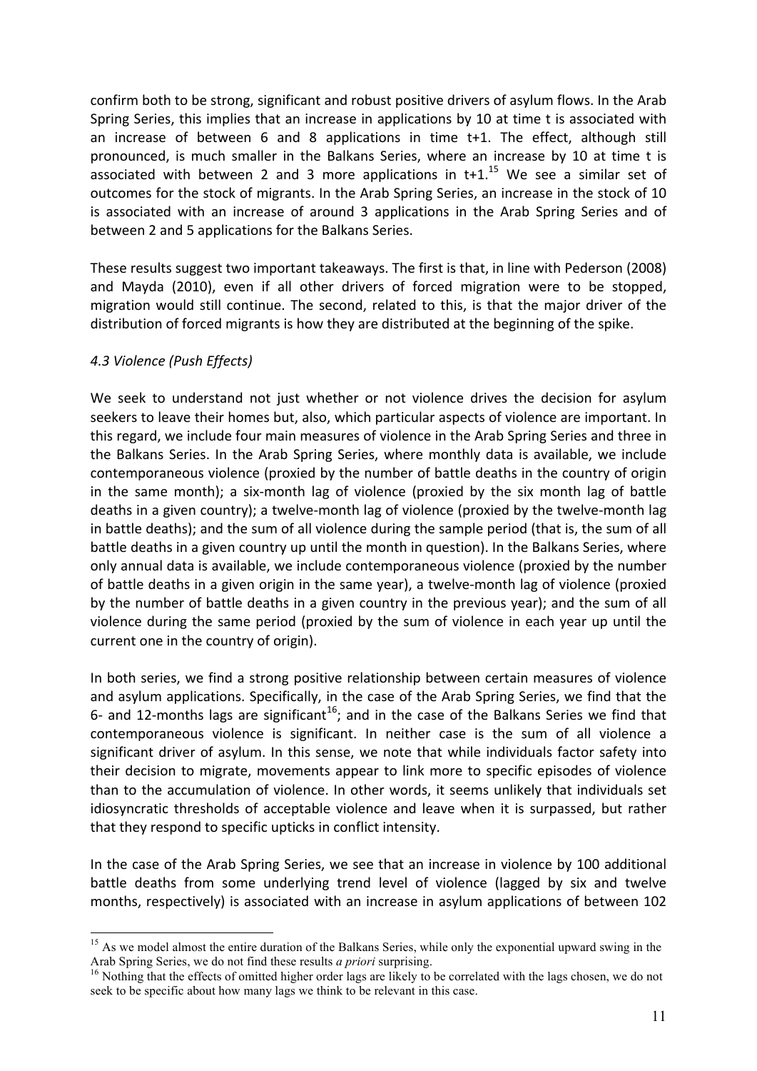confirm both to be strong, significant and robust positive drivers of asylum flows. In the Arab Spring Series, this implies that an increase in applications by 10 at time t is associated with an increase of between 6 and 8 applications in time t+1. The effect, although still pronounced, is much smaller in the Balkans Series, where an increase by 10 at time t is associated with between 2 and 3 more applications in t+1.[15] We see a similar set of outcomes for the stock of migrants. In the Arab Spring Series, an increase in the stock of 10 is associated with an increase of around 3 applications in the Arab Spring Series and of between 2 and 5 applications for the Balkans Series.

These results suggest two important takeaways. The first is that, in line with Pederson (2008) and Mayda (2010), even if all other drivers of forced migration were to be stopped, migration would still continue. The second, related to this, is that the major driver of the distribution of forced migrants is how they are distributed at the beginning of the spike.

### *4.3 Violence (Push Effects)*

We seek to understand not just whether or not violence drives the decision for asylum seekers to leave their homes but, also, which particular aspects of violence are important. In this regard, we include four main measures of violence in the Arab Spring Series and three in the Balkans Series. In the Arab Spring Series, where monthly data is available, we include contemporaneous violence (proxied by the number of battle deaths in the country of origin in the same month); a six-month lag of violence (proxied by the six month lag of battle deaths in a given country); a twelve-month lag of violence (proxied by the twelve-month lag in battle deaths); and the sum of all violence during the sample period (that is, the sum of all battle deaths in a given country up until the month in question). In the Balkans Series, where only annual data is available, we include contemporaneous violence (proxied by the number of battle deaths in a given origin in the same year), a twelve-month lag of violence (proxied by the number of battle deaths in a given country in the previous year); and the sum of all violence during the same period (proxied by the sum of violence in each year up until the current one in the country of origin).

In both series, we find a strong positive relationship between certain measures of violence and asylum applications. Specifically, in the case of the Arab Spring Series, we find that the 6- and 12-months lags are significant[16]; and in the case of the Balkans Series we find that contemporaneous violence is significant. In neither case is the sum of all violence a significant driver of asylum. In this sense, we note that while individuals factor safety into their decision to migrate, movements appear to link more to specific episodes of violence than to the accumulation of violence. In other words, it seems unlikely that individuals set idiosyncratic thresholds of acceptable violence and leave when it is surpassed, but rather that they respond to specific upticks in conflict intensity.

In the case of the Arab Spring Series, we see that an increase in violence by 100 additional battle deaths from some underlying trend level of violence (lagged by six and twelve months, respectively) is associated with an increase in asylum applications of between 102

---

[15] As we model almost the entire duration of the Balkans Series, while only the exponential upward swing in the Arab Spring Series, we do not find these results *a priori* surprising.

[16] Nothing that the effects of omitted higher order lags are likely to be correlated with the lags chosen, we do not seek to be specific about how many lags we think to be relevant in this case.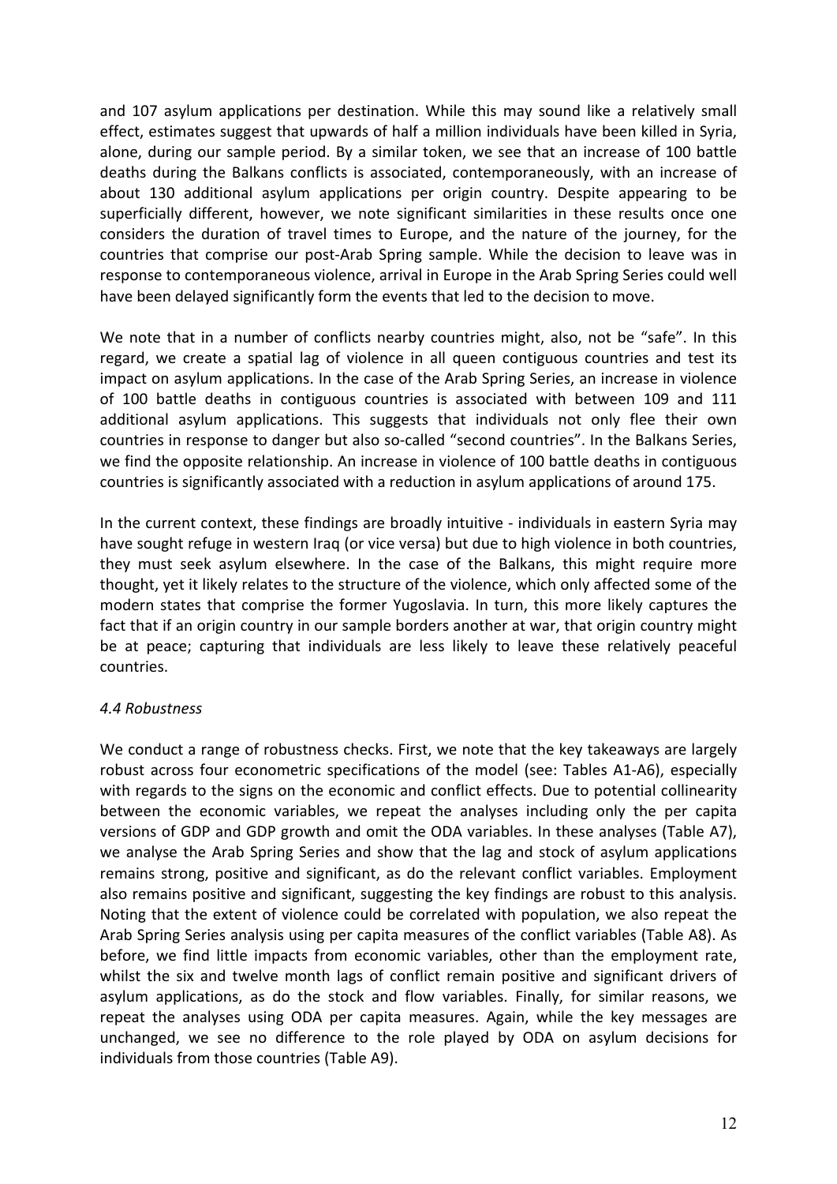and 107 asylum applications per destination. While this may sound like a relatively small effect, estimates suggest that upwards of half a million individuals have been killed in Syria, alone, during our sample period. By a similar token, we see that an increase of 100 battle deaths during the Balkans conflicts is associated, contemporaneously, with an increase of about 130 additional asylum applications per origin country. Despite appearing to be superficially different, however, we note significant similarities in these results once one considers the duration of travel times to Europe, and the nature of the journey, for the countries that comprise our post-Arab Spring sample. While the decision to leave was in response to contemporaneous violence, arrival in Europe in the Arab Spring Series could well have been delayed significantly form the events that led to the decision to move.

We note that in a number of conflicts nearby countries might, also, not be "safe". In this regard, we create a spatial lag of violence in all queen contiguous countries and test its impact on asylum applications. In the case of the Arab Spring Series, an increase in violence of 100 battle deaths in contiguous countries is associated with between 109 and 111 additional asylum applications. This suggests that individuals not only flee their own countries in response to danger but also so-called "second countries". In the Balkans Series, we find the opposite relationship. An increase in violence of 100 battle deaths in contiguous countries is significantly associated with a reduction in asylum applications of around 175.

In the current context, these findings are broadly intuitive - individuals in eastern Syria may have sought refuge in western Iraq (or vice versa) but due to high violence in both countries, they must seek asylum elsewhere. In the case of the Balkans, this might require more thought, yet it likely relates to the structure of the violence, which only affected some of the modern states that comprise the former Yugoslavia. In turn, this more likely captures the fact that if an origin country in our sample borders another at war, that origin country might be at peace; capturing that individuals are less likely to leave these relatively peaceful countries.

### *4.4 Robustness*

We conduct a range of robustness checks. First, we note that the key takeaways are largely robust across four econometric specifications of the model (see: Tables A1-A6), especially with regards to the signs on the economic and conflict effects. Due to potential collinearity between the economic variables, we repeat the analyses including only the per capita versions of GDP and GDP growth and omit the ODA variables. In these analyses (Table A7), we analyse the Arab Spring Series and show that the lag and stock of asylum applications remains strong, positive and significant, as do the relevant conflict variables. Employment also remains positive and significant, suggesting the key findings are robust to this analysis. Noting that the extent of violence could be correlated with population, we also repeat the Arab Spring Series analysis using per capita measures of the conflict variables (Table A8). As before, we find little impacts from economic variables, other than the employment rate, whilst the six and twelve month lags of conflict remain positive and significant drivers of asylum applications, as do the stock and flow variables. Finally, for similar reasons, we repeat the analyses using ODA per capita measures. Again, while the key messages are unchanged, we see no difference to the role played by ODA on asylum decisions for individuals from those countries (Table A9).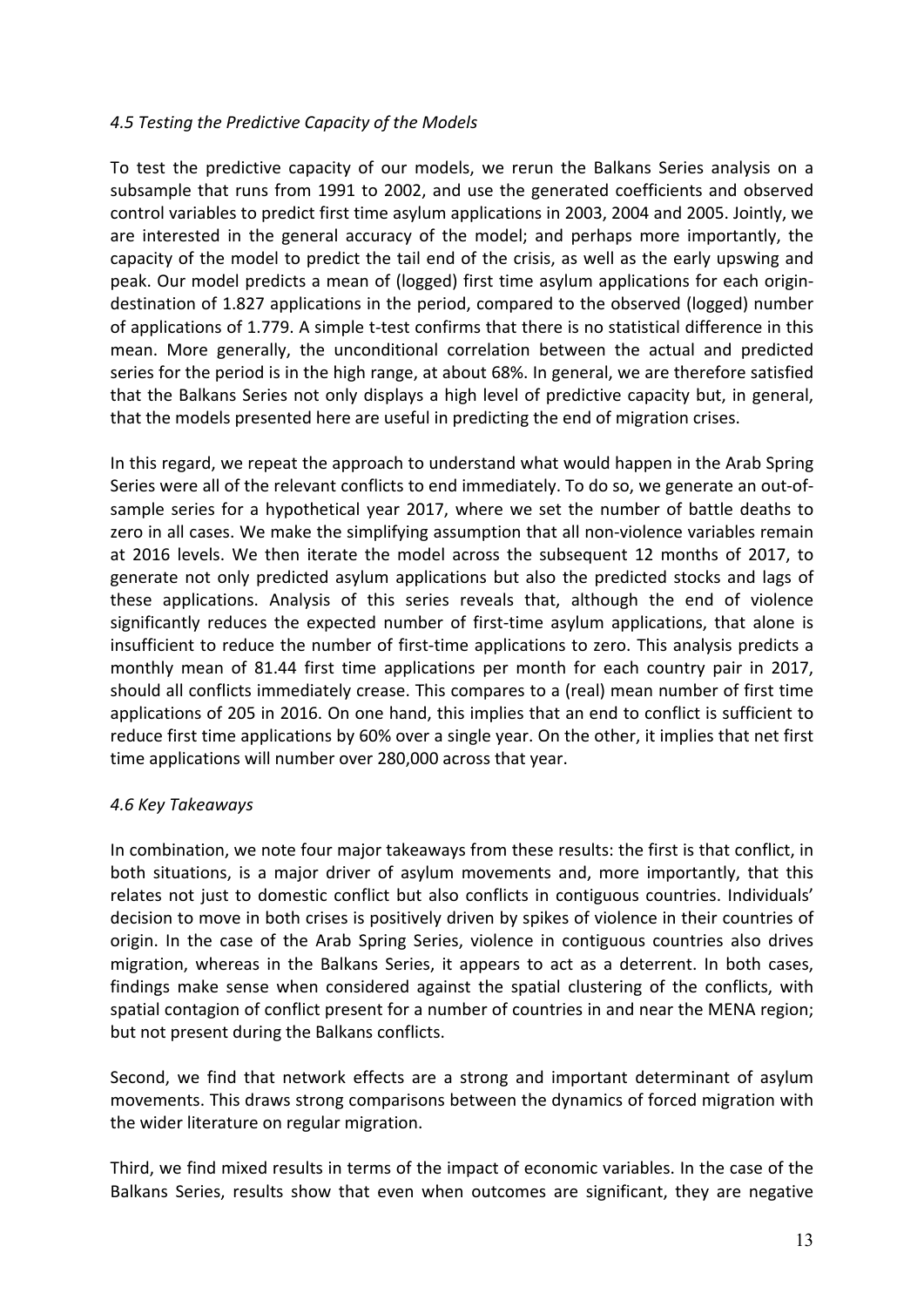### *4.5 Testing the Predictive Capacity of the Models*

To test the predictive capacity of our models, we rerun the Balkans Series analysis on a subsample that runs from 1991 to 2002, and use the generated coefficients and observed control variables to predict first time asylum applications in 2003, 2004 and 2005. Jointly, we are interested in the general accuracy of the model; and perhaps more importantly, the capacity of the model to predict the tail end of the crisis, as well as the early upswing and peak. Our model predicts a mean of (logged) first time asylum applications for each origin-destination of 1.827 applications in the period, compared to the observed (logged) number of applications of 1.779. A simple t-test confirms that there is no statistical difference in this mean. More generally, the unconditional correlation between the actual and predicted series for the period is in the high range, at about 68%. In general, we are therefore satisfied that the Balkans Series not only displays a high level of predictive capacity but, in general, that the models presented here are useful in predicting the end of migration crises.

In this regard, we repeat the approach to understand what would happen in the Arab Spring Series were all of the relevant conflicts to end immediately. To do so, we generate an out-of-sample series for a hypothetical year 2017, where we set the number of battle deaths to zero in all cases. We make the simplifying assumption that all non-violence variables remain at 2016 levels. We then iterate the model across the subsequent 12 months of 2017, to generate not only predicted asylum applications but also the predicted stocks and lags of these applications. Analysis of this series reveals that, although the end of violence significantly reduces the expected number of first-time asylum applications, that alone is insufficient to reduce the number of first-time applications to zero. This analysis predicts a monthly mean of 81.44 first time applications per month for each country pair in 2017, should all conflicts immediately crease. This compares to a (real) mean number of first time applications of 205 in 2016. On one hand, this implies that an end to conflict is sufficient to reduce first time applications by 60% over a single year. On the other, it implies that net first time applications will number over 280,000 across that year.

### *4.6 Key Takeaways*

In combination, we note four major takeaways from these results: the first is that conflict, in both situations, is a major driver of asylum movements and, more importantly, that this relates not just to domestic conflict but also conflicts in contiguous countries. Individuals' decision to move in both crises is positively driven by spikes of violence in their countries of origin. In the case of the Arab Spring Series, violence in contiguous countries also drives migration, whereas in the Balkans Series, it appears to act as a deterrent. In both cases, findings make sense when considered against the spatial clustering of the conflicts, with spatial contagion of conflict present for a number of countries in and near the MENA region; but not present during the Balkans conflicts.

Second, we find that network effects are a strong and important determinant of asylum movements. This draws strong comparisons between the dynamics of forced migration with the wider literature on regular migration.

Third, we find mixed results in terms of the impact of economic variables. In the case of the Balkans Series, results show that even when outcomes are significant, they are negative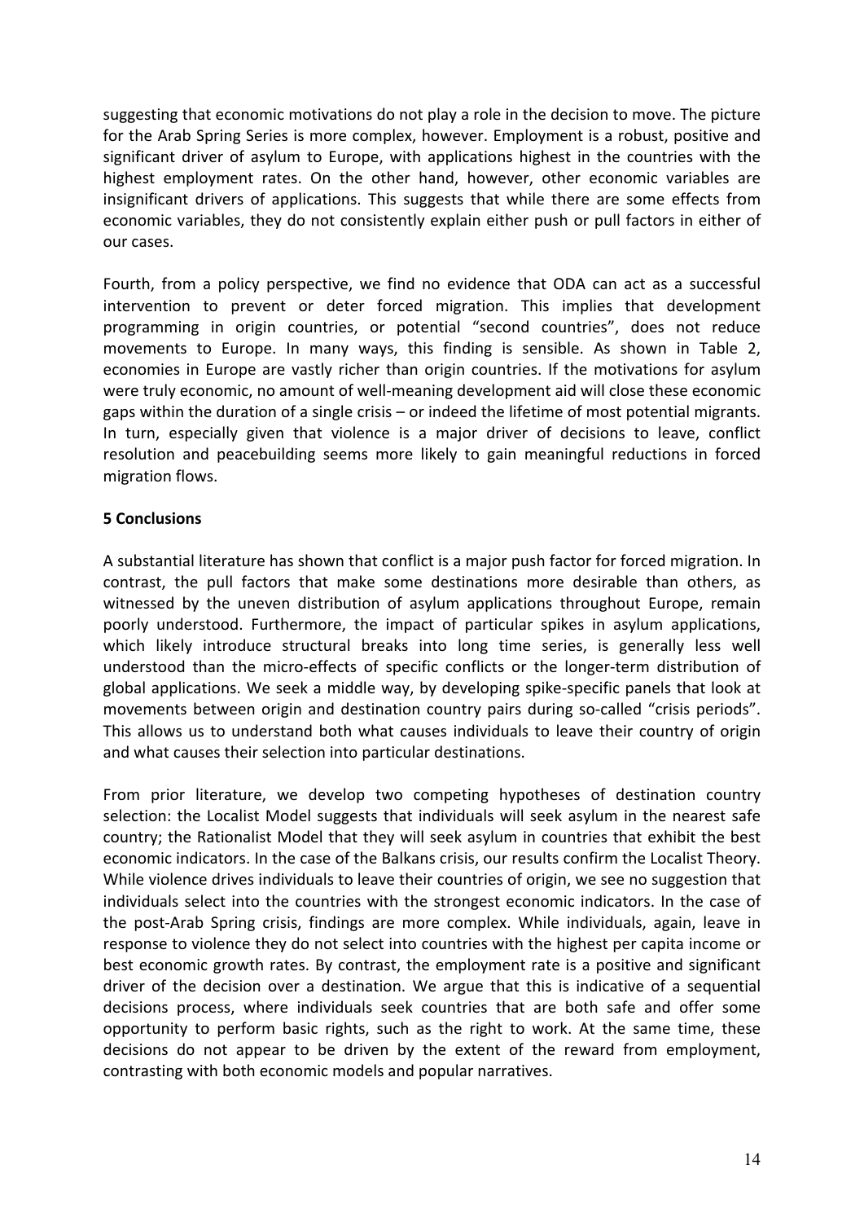suggesting that economic motivations do not play a role in the decision to move. The picture for the Arab Spring Series is more complex, however. Employment is a robust, positive and significant driver of asylum to Europe, with applications highest in the countries with the highest employment rates. On the other hand, however, other economic variables are insignificant drivers of applications. This suggests that while there are some effects from economic variables, they do not consistently explain either push or pull factors in either of our cases.

Fourth, from a policy perspective, we find no evidence that ODA can act as a successful intervention to prevent or deter forced migration. This implies that development programming in origin countries, or potential "second countries", does not reduce movements to Europe. In many ways, this finding is sensible. As shown in Table 2, economies in Europe are vastly richer than origin countries. If the motivations for asylum were truly economic, no amount of well-meaning development aid will close these economic gaps within the duration of a single crisis – or indeed the lifetime of most potential migrants. In turn, especially given that violence is a major driver of decisions to leave, conflict resolution and peacebuilding seems more likely to gain meaningful reductions in forced migration flows.

## 5 Conclusions

A substantial literature has shown that conflict is a major push factor for forced migration. In contrast, the pull factors that make some destinations more desirable than others, as witnessed by the uneven distribution of asylum applications throughout Europe, remain poorly understood. Furthermore, the impact of particular spikes in asylum applications, which likely introduce structural breaks into long time series, is generally less well understood than the micro-effects of specific conflicts or the longer-term distribution of global applications. We seek a middle way, by developing spike-specific panels that look at movements between origin and destination country pairs during so-called "crisis periods". This allows us to understand both what causes individuals to leave their country of origin and what causes their selection into particular destinations.

From prior literature, we develop two competing hypotheses of destination country selection: the Localist Model suggests that individuals will seek asylum in the nearest safe country; the Rationalist Model that they will seek asylum in countries that exhibit the best economic indicators. In the case of the Balkans crisis, our results confirm the Localist Theory. While violence drives individuals to leave their countries of origin, we see no suggestion that individuals select into the countries with the strongest economic indicators. In the case of the post-Arab Spring crisis, findings are more complex. While individuals, again, leave in response to violence they do not select into countries with the highest per capita income or best economic growth rates. By contrast, the employment rate is a positive and significant driver of the decision over a destination. We argue that this is indicative of a sequential decisions process, where individuals seek countries that are both safe and offer some opportunity to perform basic rights, such as the right to work. At the same time, these decisions do not appear to be driven by the extent of the reward from employment, contrasting with both economic models and popular narratives.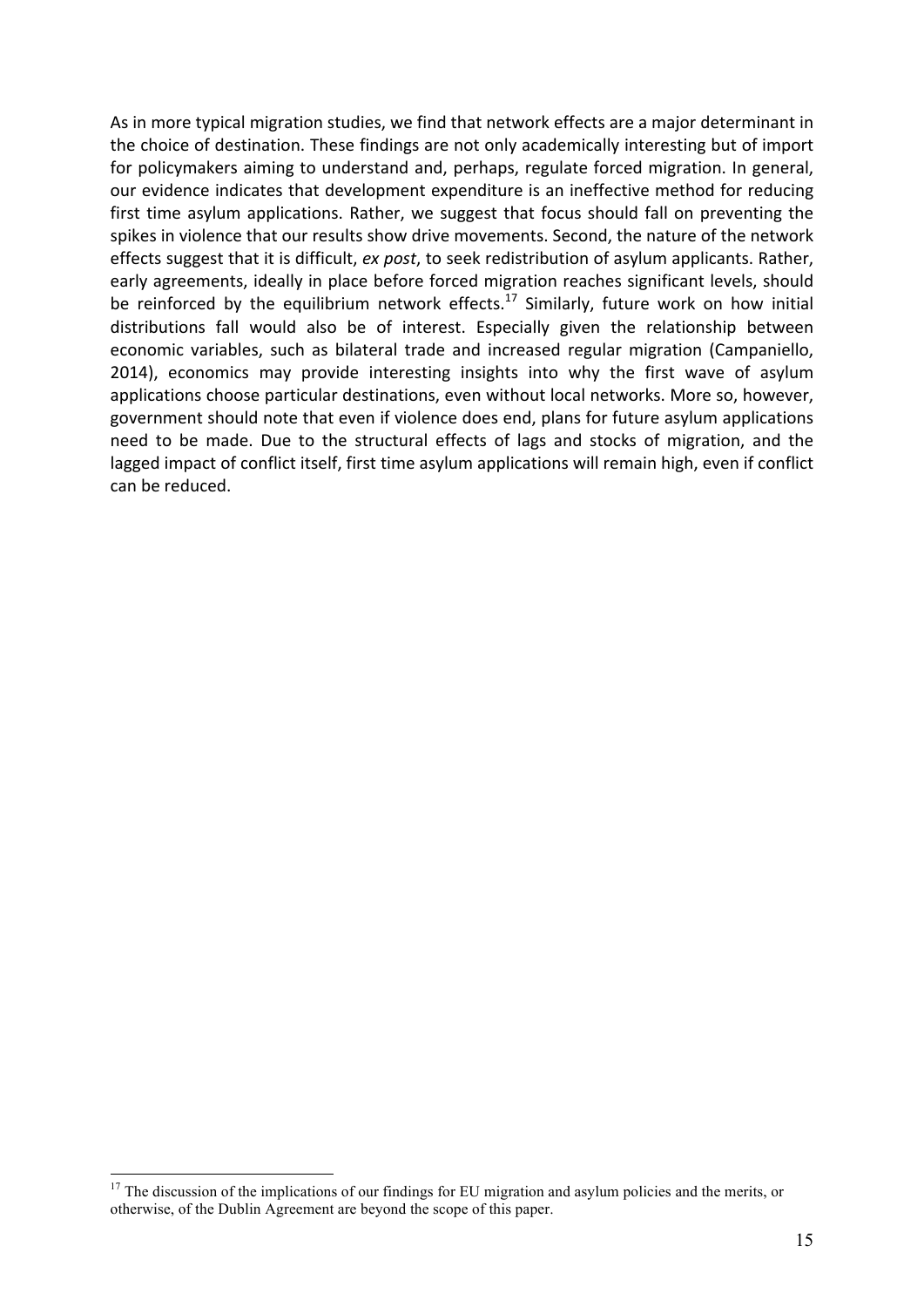As in more typical migration studies, we find that network effects are a major determinant in the choice of destination. These findings are not only academically interesting but of import for policymakers aiming to understand and, perhaps, regulate forced migration. In general, our evidence indicates that development expenditure is an ineffective method for reducing first time asylum applications. Rather, we suggest that focus should fall on preventing the spikes in violence that our results show drive movements. Second, the nature of the network effects suggest that it is difficult, *ex post*, to seek redistribution of asylum applicants. Rather, early agreements, ideally in place before forced migration reaches significant levels, should be reinforced by the equilibrium network effects.[17] Similarly, future work on how initial distributions fall would also be of interest. Especially given the relationship between economic variables, such as bilateral trade and increased regular migration (Campaniello, 2014), economics may provide interesting insights into why the first wave of asylum applications choose particular destinations, even without local networks. More so, however, government should note that even if violence does end, plans for future asylum applications need to be made. Due to the structural effects of lags and stocks of migration, and the lagged impact of conflict itself, first time asylum applications will remain high, even if conflict can be reduced.

[17] The discussion of the implications of our findings for EU migration and asylum policies and the merits, or otherwise, of the Dublin Agreement are beyond the scope of this paper.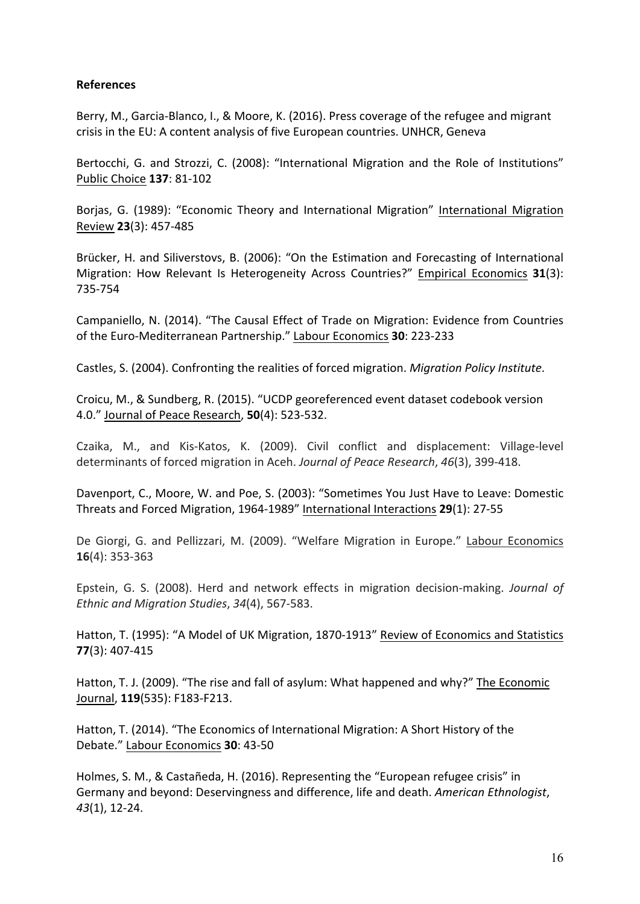**References**

Berry, M., Garcia-Blanco, I., & Moore, K. (2016). Press coverage of the refugee and migrant crisis in the EU: A content analysis of five European countries. UNHCR, Geneva

Bertocchi, G. and Strozzi, C. (2008): "International Migration and the Role of Institutions" Public Choice **137**: 81-102

Borjas, G. (1989): "Economic Theory and International Migration" International Migration Review **23**(3): 457-485

Brücker, H. and Siliverstovs, B. (2006): "On the Estimation and Forecasting of International Migration: How Relevant Is Heterogeneity Across Countries?" Empirical Economics **31**(3): 735-754

Campaniello, N. (2014). "The Causal Effect of Trade on Migration: Evidence from Countries of the Euro-Mediterranean Partnership." Labour Economics **30**: 223-233

Castles, S. (2004). Confronting the realities of forced migration. *Migration Policy Institute*.

Croicu, M., & Sundberg, R. (2015). "UCDP georeferenced event dataset codebook version 4.0." Journal of Peace Research, **50**(4): 523-532.

Czaika, M., and Kis-Katos, K. (2009). Civil conflict and displacement: Village-level determinants of forced migration in Aceh. *Journal of Peace Research*, *46*(3), 399-418.

Davenport, C., Moore, W. and Poe, S. (2003): "Sometimes You Just Have to Leave: Domestic Threats and Forced Migration, 1964-1989" International Interactions **29**(1): 27-55

De Giorgi, G. and Pellizzari, M. (2009). "Welfare Migration in Europe." Labour Economics **16**(4): 353-363

Epstein, G. S. (2008). Herd and network effects in migration decision-making. *Journal of Ethnic and Migration Studies*, *34*(4), 567-583.

Hatton, T. (1995): "A Model of UK Migration, 1870-1913" Review of Economics and Statistics **77**(3): 407-415

Hatton, T. J. (2009). "The rise and fall of asylum: What happened and why?" The Economic Journal, **119**(535): F183-F213.

Hatton, T. (2014). "The Economics of International Migration: A Short History of the Debate." Labour Economics **30**: 43-50

Holmes, S. M., & Castañeda, H. (2016). Representing the "European refugee crisis" in Germany and beyond: Deservingness and difference, life and death. *American Ethnologist*, *43*(1), 12-24.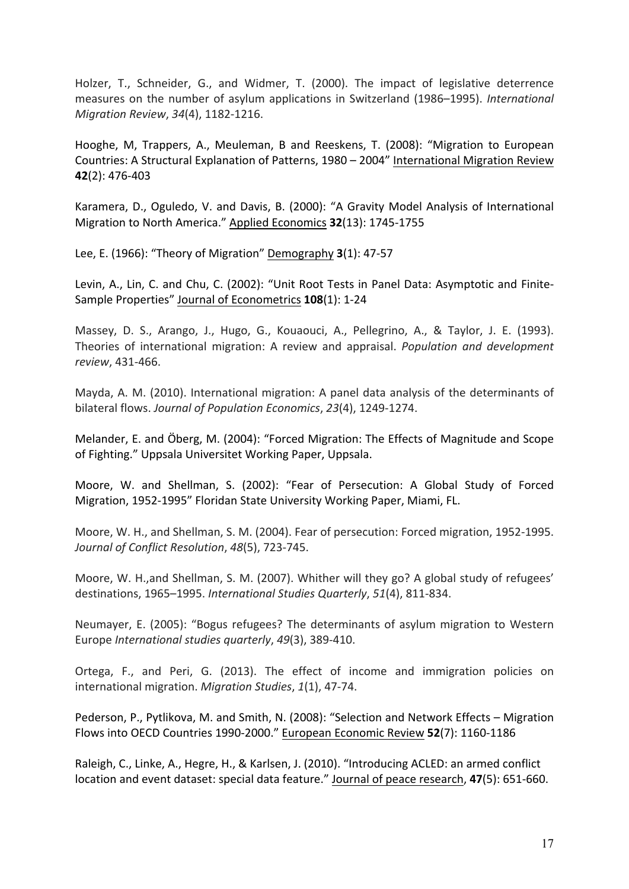Holzer, T., Schneider, G., and Widmer, T. (2000). The impact of legislative deterrence measures on the number of asylum applications in Switzerland (1986–1995). *International Migration Review*, *34*(4), 1182-1216.

Hooghe, M, Trappers, A., Meuleman, B and Reeskens, T. (2008): "Migration to European Countries: A Structural Explanation of Patterns, 1980 – 2004" International Migration Review **42**(2): 476-403

Karamera, D., Oguledo, V. and Davis, B. (2000): "A Gravity Model Analysis of International Migration to North America." Applied Economics **32**(13): 1745-1755

Lee, E. (1966): "Theory of Migration" Demography **3**(1): 47-57

Levin, A., Lin, C. and Chu, C. (2002): "Unit Root Tests in Panel Data: Asymptotic and Finite-Sample Properties" Journal of Econometrics **108**(1): 1-24

Massey, D. S., Arango, J., Hugo, G., Kouaouci, A., Pellegrino, A., & Taylor, J. E. (1993). Theories of international migration: A review and appraisal. *Population and development review*, 431-466.

Mayda, A. M. (2010). International migration: A panel data analysis of the determinants of bilateral flows. *Journal of Population Economics*, *23*(4), 1249-1274.

Melander, E. and Öberg, M. (2004): "Forced Migration: The Effects of Magnitude and Scope of Fighting." Uppsala Universitet Working Paper, Uppsala.

Moore, W. and Shellman, S. (2002): "Fear of Persecution: A Global Study of Forced Migration, 1952-1995" Floridan State University Working Paper, Miami, FL.

Moore, W. H., and Shellman, S. M. (2004). Fear of persecution: Forced migration, 1952-1995. *Journal of Conflict Resolution*, *48*(5), 723-745.

Moore, W. H.,and Shellman, S. M. (2007). Whither will they go? A global study of refugees' destinations, 1965–1995. *International Studies Quarterly*, *51*(4), 811-834.

Neumayer, E. (2005): "Bogus refugees? The determinants of asylum migration to Western Europe *International studies quarterly*, *49*(3), 389-410.

Ortega, F., and Peri, G. (2013). The effect of income and immigration policies on international migration. *Migration Studies*, *1*(1), 47-74.

Pederson, P., Pytlikova, M. and Smith, N. (2008): "Selection and Network Effects – Migration Flows into OECD Countries 1990-2000." European Economic Review **52**(7): 1160-1186

Raleigh, C., Linke, A., Hegre, H., & Karlsen, J. (2010). "Introducing ACLED: an armed conflict location and event dataset: special data feature." Journal of peace research, **47**(5): 651-660.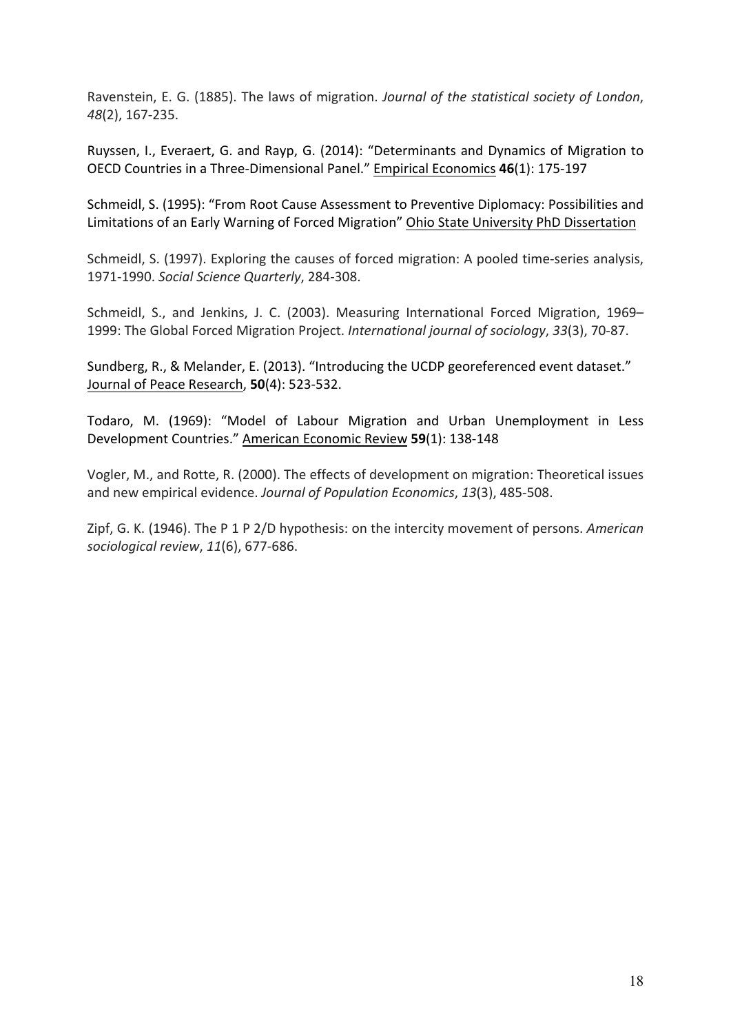Ravenstein, E. G. (1885). The laws of migration. *Journal of the statistical society of London*, *48*(2), 167-235.

Ruyssen, I., Everaert, G. and Rayp, G. (2014): "Determinants and Dynamics of Migration to OECD Countries in a Three-Dimensional Panel." Empirical Economics **46**(1): 175-197

Schmeidl, S. (1995): "From Root Cause Assessment to Preventive Diplomacy: Possibilities and Limitations of an Early Warning of Forced Migration" Ohio State University PhD Dissertation

Schmeidl, S. (1997). Exploring the causes of forced migration: A pooled time-series analysis, 1971-1990. *Social Science Quarterly*, 284-308.

Schmeidl, S., and Jenkins, J. C. (2003). Measuring International Forced Migration, 1969–1999: The Global Forced Migration Project. *International journal of sociology*, *33*(3), 70-87.

Sundberg, R., & Melander, E. (2013). "Introducing the UCDP georeferenced event dataset." Journal of Peace Research, **50**(4): 523-532.

Todaro, M. (1969): "Model of Labour Migration and Urban Unemployment in Less Development Countries." American Economic Review **59**(1): 138-148

Vogler, M., and Rotte, R. (2000). The effects of development on migration: Theoretical issues and new empirical evidence. *Journal of Population Economics*, *13*(3), 485-508.

Zipf, G. K. (1946). The P 1 P 2/D hypothesis: on the intercity movement of persons. *American sociological review*, *11*(6), 677-686.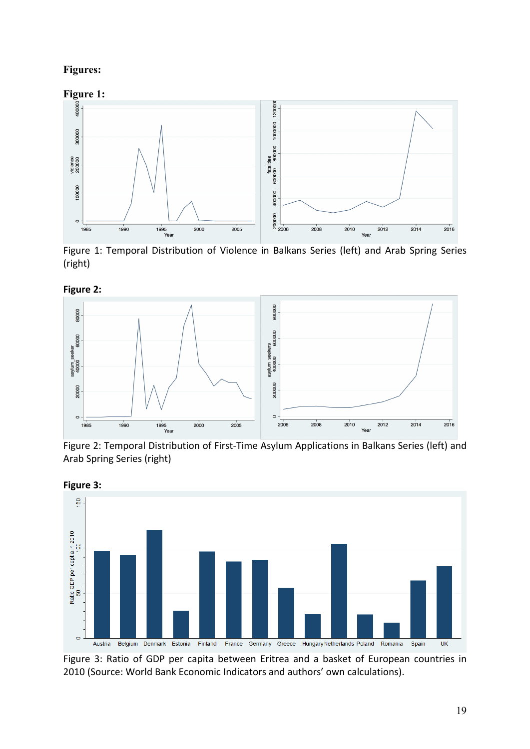**Figures:**

**Figure 1:**

Figure 1: Temporal Distribution of Violence in Balkans Series (left) and Arab Spring Series (right)

**Figure 2:**

Figure 2: Temporal Distribution of First-Time Asylum Applications in Balkans Series (left) and Arab Spring Series (right)

**Figure 3:**

Figure 3: Ratio of GDP per capita between Eritrea and a basket of European countries in 2010 (Source: World Bank Economic Indicators and authors' own calculations).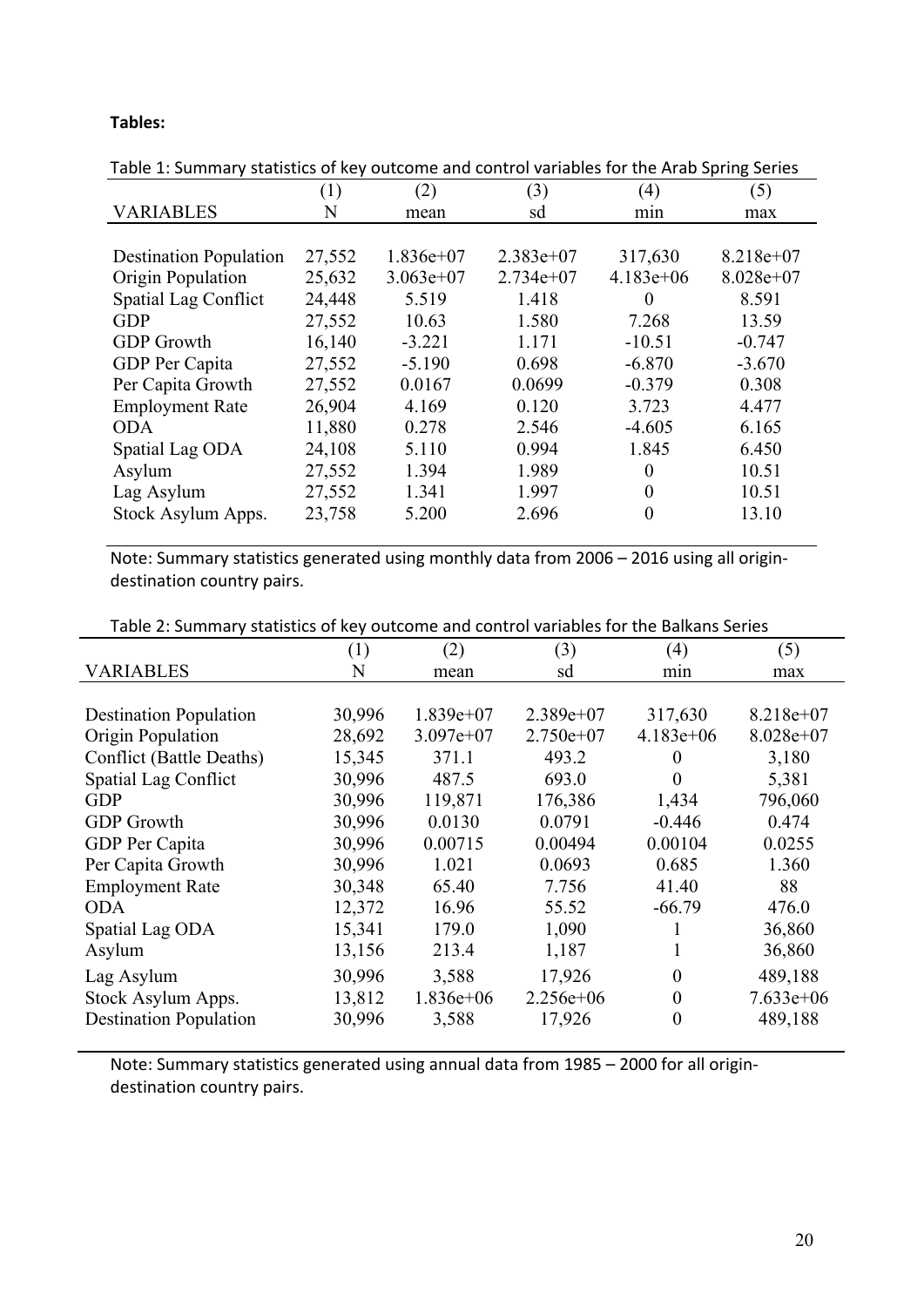**Tables:**

Table 1: Summary statistics of key outcome and control variables for the Arab Spring Series

| VARIABLES | (1) N | (2) mean | (3) sd | (4) min | (5) max |
|---|---|---|---|---|---|
| Destination Population | 27,552 | 1.836e+07 | 2.383e+07 | 317,630 | 8.218e+07 |
| Origin Population | 25,632 | 3.063e+07 | 2.734e+07 | 4.183e+06 | 8.028e+07 |
| Spatial Lag Conflict | 24,448 | 5.519 | 1.418 | 0 | 8.591 |
| GDP | 27,552 | 10.63 | 1.580 | 7.268 | 13.59 |
| GDP Growth | 16,140 | -3.221 | 1.171 | -10.51 | -0.747 |
| GDP Per Capita | 27,552 | -5.190 | 0.698 | -6.870 | -3.670 |
| Per Capita Growth | 27,552 | 0.0167 | 0.0699 | -0.379 | 0.308 |
| Employment Rate | 26,904 | 4.169 | 0.120 | 3.723 | 4.477 |
| ODA | 11,880 | 0.278 | 2.546 | -4.605 | 6.165 |
| Spatial Lag ODA | 24,108 | 5.110 | 0.994 | 1.845 | 6.450 |
| Asylum | 27,552 | 1.394 | 1.989 | 0 | 10.51 |
| Lag Asylum | 27,552 | 1.341 | 1.997 | 0 | 10.51 |
| Stock Asylum Apps. | 23,758 | 5.200 | 2.696 | 0 | 13.10 |

Note: Summary statistics generated using monthly data from 2006 – 2016 using all origin-destination country pairs.

Table 2: Summary statistics of key outcome and control variables for the Balkans Series

| VARIABLES | (1) N | (2) mean | (3) sd | (4) min | (5) max |
|---|---|---|---|---|---|
| Destination Population | 30,996 | 1.839e+07 | 2.389e+07 | 317,630 | 8.218e+07 |
| Origin Population | 28,692 | 3.097e+07 | 2.750e+07 | 4.183e+06 | 8.028e+07 |
| Conflict (Battle Deaths) | 15,345 | 371.1 | 493.2 | 0 | 3,180 |
| Spatial Lag Conflict | 30,996 | 487.5 | 693.0 | 0 | 5,381 |
| GDP | 30,996 | 119,871 | 176,386 | 1,434 | 796,060 |
| GDP Growth | 30,996 | 0.0130 | 0.0791 | -0.446 | 0.474 |
| GDP Per Capita | 30,996 | 0.00715 | 0.00494 | 0.00104 | 0.0255 |
| Per Capita Growth | 30,996 | 1.021 | 0.0693 | 0.685 | 1.360 |
| Employment Rate | 30,348 | 65.40 | 7.756 | 41.40 | 88 |
| ODA | 12,372 | 16.96 | 55.52 | -66.79 | 476.0 |
| Spatial Lag ODA | 15,341 | 179.0 | 1,090 | 1 | 36,860 |
| Asylum | 13,156 | 213.4 | 1,187 | 1 | 36,860 |
| Lag Asylum | 30,996 | 3,588 | 17,926 | 0 | 489,188 |
| Stock Asylum Apps. | 13,812 | 1.836e+06 | 2.256e+06 | 0 | 7.633e+06 |
| Destination Population | 30,996 | 3,588 | 17,926 | 0 | 489,188 |

Note: Summary statistics generated using annual data from 1985 – 2000 for all origin-destination country pairs.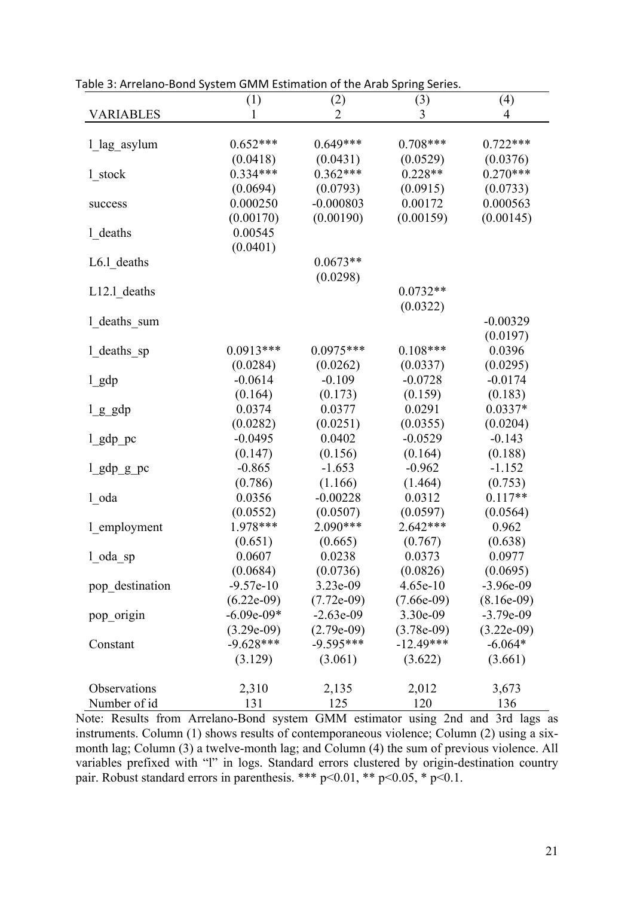Table 3: Arrelano-Bond System GMM Estimation of the Arab Spring Series.

| | (1) | (2) | (3) | (4) |
|---|---|---|---|---|
| VARIABLES | 1 | 2 | 3 | 4 |
| l_lag_asylum | 0.652*** | 0.649*** | 0.708*** | 0.722*** |
| | (0.0418) | (0.0431) | (0.0529) | (0.0376) |
| l_stock | 0.334*** | 0.362*** | 0.228** | 0.270*** |
| | (0.0694) | (0.0793) | (0.0915) | (0.0733) |
| success | 0.000250 | -0.000803 | 0.00172 | 0.000563 |
| | (0.00170) | (0.00190) | (0.00159) | (0.00145) |
| l_deaths | 0.00545 | | | |
| | (0.0401) | | | |
| L6.l_deaths | | 0.0673** | | |
| | | (0.0298) | | |
| L12.l_deaths | | | 0.0732** | |
| | | | (0.0322) | |
| l_deaths_sum | | | | -0.00329 |
| | | | | (0.0197) |
| l_deaths_sp | 0.0913*** | 0.0975*** | 0.108*** | 0.0396 |
| | (0.0284) | (0.0262) | (0.0337) | (0.0295) |
| l_gdp | -0.0614 | -0.109 | -0.0728 | -0.0174 |
| | (0.164) | (0.173) | (0.159) | (0.183) |
| l_g_gdp | 0.0374 | 0.0377 | 0.0291 | 0.0337* |
| | (0.0282) | (0.0251) | (0.0355) | (0.0204) |
| l_gdp_pc | -0.0495 | 0.0402 | -0.0529 | -0.143 |
| | (0.147) | (0.156) | (0.164) | (0.188) |
| l_gdp_g_pc | -0.865 | -1.653 | -0.962 | -1.152 |
| | (0.786) | (1.166) | (1.464) | (0.753) |
| l_oda | 0.0356 | -0.00228 | 0.0312 | 0.117** |
| | (0.0552) | (0.0507) | (0.0597) | (0.0564) |
| l_employment | 1.978*** | 2.090*** | 2.642*** | 0.962 |
| | (0.651) | (0.665) | (0.767) | (0.638) |
| l_oda_sp | 0.0607 | 0.0238 | 0.0373 | 0.0977 |
| | (0.0684) | (0.0736) | (0.0826) | (0.0695) |
| pop_destination | -9.57e-10 | 3.23e-09 | 4.65e-10 | -3.96e-09 |
| | (6.22e-09) | (7.72e-09) | (7.66e-09) | (8.16e-09) |
| pop_origin | -6.09e-09* | -2.63e-09 | 3.30e-09 | -3.79e-09 |
| | (3.29e-09) | (2.79e-09) | (3.78e-09) | (3.22e-09) |
| Constant | -9.628*** | -9.595*** | -12.49*** | -6.064* |
| | (3.129) | (3.061) | (3.622) | (3.661) |
| Observations | 2,310 | 2,135 | 2,012 | 3,673 |
| Number of id | 131 | 125 | 120 | 136 |

Note: Results from Arrelano-Bond system GMM estimator using 2nd and 3rd lags as instruments. Column (1) shows results of contemporaneous violence; Column (2) using a six-month lag; Column (3) a twelve-month lag; and Column (4) the sum of previous violence. All variables prefixed with "l" in logs. Standard errors clustered by origin-destination country pair. Robust standard errors in parenthesis. *** $p<0.01$, ** $p<0.05$, * $p<0.1$.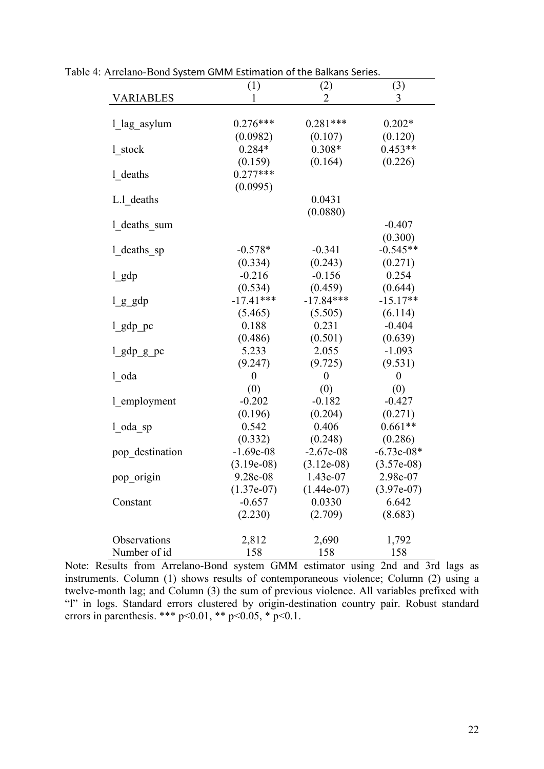Table 4: Arrelano-Bond System GMM Estimation of the Balkans Series.

| VARIABLES | (1)<br>1 | (2)<br>2 | (3)<br>3 |
|---|---|---|---|
| l_lag_asylum | 0.276*** | 0.281*** | 0.202* |
| | (0.0982) | (0.107) | (0.120) |
| l_stock | 0.284* | 0.308* | 0.453** |
| | (0.159) | (0.164) | (0.226) |
| l_deaths | 0.277*** | | |
| | (0.0995) | | |
| L.l_deaths | | 0.0431 | |
| | | (0.0880) | |
| l_deaths_sum | | | -0.407 |
| | | | (0.300) |
| l_deaths_sp | -0.578* | -0.341 | -0.545** |
| | (0.334) | (0.243) | (0.271) |
| l_gdp | -0.216 | -0.156 | 0.254 |
| | (0.534) | (0.459) | (0.644) |
| l_g_gdp | -17.41*** | -17.84*** | -15.17** |
| | (5.465) | (5.505) | (6.114) |
| l_gdp_pc | 0.188 | 0.231 | -0.404 |
| | (0.486) | (0.501) | (0.639) |
| l_gdp_g_pc | 5.233 | 2.055 | -1.093 |
| | (9.247) | (9.725) | (9.531) |
| l_oda | 0 | 0 | 0 |
| | (0) | (0) | (0) |
| l_employment | -0.202 | -0.182 | -0.427 |
| | (0.196) | (0.204) | (0.271) |
| l_oda_sp | 0.542 | 0.406 | 0.661** |
| | (0.332) | (0.248) | (0.286) |
| pop_destination | -1.69e-08 | -2.67e-08 | -6.73e-08* |
| | (3.19e-08) | (3.12e-08) | (3.57e-08) |
| pop_origin | 9.28e-08 | 1.43e-07 | 2.98e-07 |
| | (1.37e-07) | (1.44e-07) | (3.97e-07) |
| Constant | -0.657 | 0.0330 | 6.642 |
| | (2.230) | (2.709) | (8.683) |
| Observations | 2,812 | 2,690 | 1,792 |
| Number of id | 158 | 158 | 158 |

Note: Results from Arrelano-Bond system GMM estimator using 2nd and 3rd lags as instruments. Column (1) shows results of contemporaneous violence; Column (2) using a twelve-month lag; and Column (3) the sum of previous violence. All variables prefixed with "l" in logs. Standard errors clustered by origin-destination country pair. Robust standard errors in parenthesis. *** $p<0.01$, ** $p<0.05$, * $p<0.1$.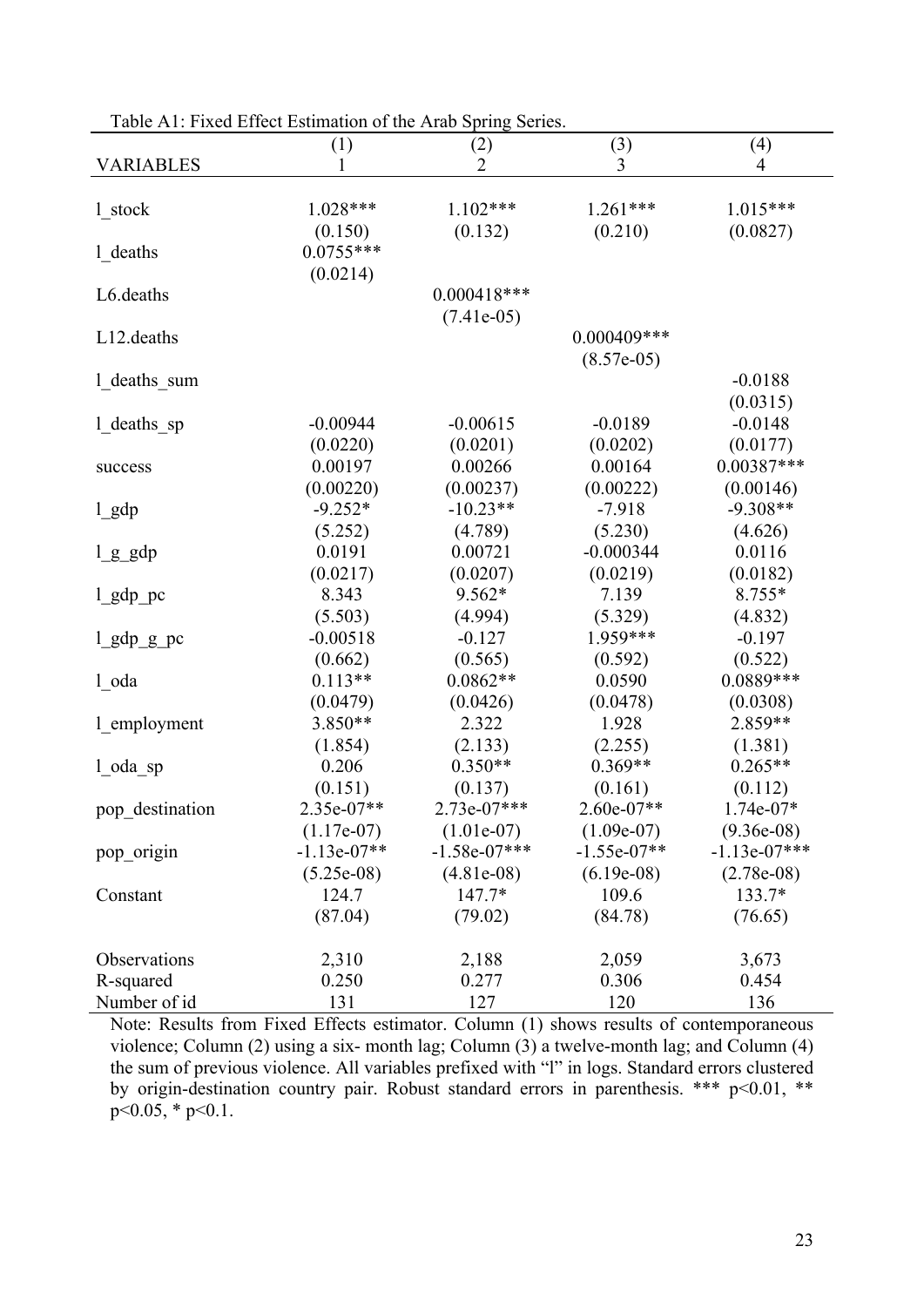Table A1: Fixed Effect Estimation of the Arab Spring Series.

| | (1) | (2) | (3) | (4) |
|---|---|---|---|---|
| VARIABLES | 1 | 2 | 3 | 4 |
| l_stock | 1.028*** | 1.102*** | 1.261*** | 1.015*** |
| | (0.150) | (0.132) | (0.210) | (0.0827) |
| l_deaths | 0.0755*** | | | |
| | (0.0214) | | | |
| L6.deaths | | 0.000418*** | | |
| | | (7.41e-05) | | |
| L12.deaths | | | 0.000409*** | |
| | | | (8.57e-05) | |
| l_deaths_sum | | | | -0.0188 |
| | | | | (0.0315) |
| l_deaths_sp | -0.00944 | -0.00615 | -0.0189 | -0.0148 |
| | (0.0220) | (0.0201) | (0.0202) | (0.0177) |
| success | 0.00197 | 0.00266 | 0.00164 | 0.00387*** |
| | (0.00220) | (0.00237) | (0.00222) | (0.00146) |
| l_gdp | -9.252* | -10.23** | -7.918 | -9.308** |
| | (5.252) | (4.789) | (5.230) | (4.626) |
| l_g_gdp | 0.0191 | 0.00721 | -0.000344 | 0.0116 |
| | (0.0217) | (0.0207) | (0.0219) | (0.0182) |
| l_gdp_pc | 8.343 | 9.562* | 7.139 | 8.755* |
| | (5.503) | (4.994) | (5.329) | (4.832) |
| l_gdp_g_pc | -0.00518 | -0.127 | 1.959*** | -0.197 |
| | (0.662) | (0.565) | (0.592) | (0.522) |
| l_oda | 0.113** | 0.0862** | 0.0590 | 0.0889*** |
| | (0.0479) | (0.0426) | (0.0478) | (0.0308) |
| l_employment | 3.850** | 2.322 | 1.928 | 2.859** |
| | (1.854) | (2.133) | (2.255) | (1.381) |
| l_oda_sp | 0.206 | 0.350** | 0.369** | 0.265** |
| | (0.151) | (0.137) | (0.161) | (0.112) |
| pop_destination | 2.35e-07** | 2.73e-07*** | 2.60e-07** | 1.74e-07* |
| | (1.17e-07) | (1.01e-07) | (1.09e-07) | (9.36e-08) |
| pop_origin | -1.13e-07** | -1.58e-07*** | -1.55e-07** | -1.13e-07*** |
| | (5.25e-08) | (4.81e-08) | (6.19e-08) | (2.78e-08) |
| Constant | 124.7 | 147.7* | 109.6 | 133.7* |
| | (87.04) | (79.02) | (84.78) | (76.65) |
| Observations | 2,310 | 2,188 | 2,059 | 3,673 |
| R-squared | 0.250 | 0.277 | 0.306 | 0.454 |
| Number of id | 131 | 127 | 120 | 136 |

Note: Results from Fixed Effects estimator. Column (1) shows results of contemporaneous violence; Column (2) using a six- month lag; Column (3) a twelve-month lag; and Column (4) the sum of previous violence. All variables prefixed with "l" in logs. Standard errors clustered by origin-destination country pair. Robust standard errors in parenthesis. *** $p<0.01$, ** $p<0.05$, * $p<0.1$.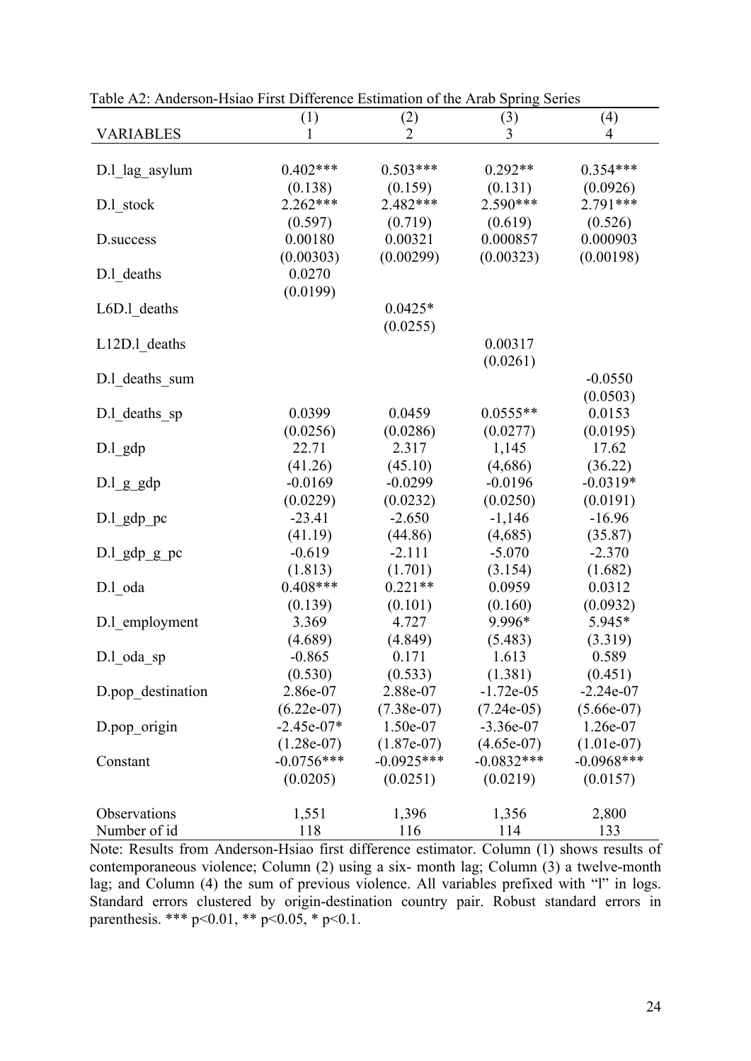Table A2: Anderson-Hsiao First Difference Estimation of the Arab Spring Series

| VARIABLES | (1)<br>1 | (2)<br>2 | (3)<br>3 | (4)<br>4 |
|---|---|---|---|---|
| D.l_lag_asylum | 0.402*** | 0.503*** | 0.292** | 0.354*** |
| | (0.138) | (0.159) | (0.131) | (0.0926) |
| D.l_stock | 2.262*** | 2.482*** | 2.590*** | 2.791*** |
| | (0.597) | (0.719) | (0.619) | (0.526) |
| D.success | 0.00180 | 0.00321 | 0.000857 | 0.000903 |
| | (0.00303) | (0.00299) | (0.00323) | (0.00198) |
| D.l_deaths | 0.0270 | | | |
| | (0.0199) | | | |
| L6D.l_deaths | | 0.0425* | | |
| | | (0.0255) | | |
| L12D.l_deaths | | | 0.00317 | |
| | | | (0.0261) | |
| D.l_deaths_sum | | | | -0.0550 |
| | | | | (0.0503) |
| D.l_deaths_sp | 0.0399 | 0.0459 | 0.0555** | 0.0153 |
| | (0.0256) | (0.0286) | (0.0277) | (0.0195) |
| D.l_gdp | 22.71 | 2.317 | 1,145 | 17.62 |
| | (41.26) | (45.10) | (4,686) | (36.22) |
| D.l_g_gdp | -0.0169 | -0.0299 | -0.0196 | -0.0319* |
| | (0.0229) | (0.0232) | (0.0250) | (0.0191) |
| D.l_gdp_pc | -23.41 | -2.650 | -1,146 | -16.96 |
| | (41.19) | (44.86) | (4,685) | (35.87) |
| D.l_gdp_g_pc | -0.619 | -2.111 | -5.070 | -2.370 |
| | (1.813) | (1.701) | (3.154) | (1.682) |
| D.l_oda | 0.408*** | 0.221** | 0.0959 | 0.0312 |
| | (0.139) | (0.101) | (0.160) | (0.0932) |
| D.l_employment | 3.369 | 4.727 | 9.996* | 5.945* |
| | (4.689) | (4.849) | (5.483) | (3.319) |
| D.l_oda_sp | -0.865 | 0.171 | 1.613 | 0.589 |
| | (0.530) | (0.533) | (1.381) | (0.451) |
| D.pop_destination | 2.86e-07 | 2.88e-07 | -1.72e-05 | -2.24e-07 |
| | (6.22e-07) | (7.38e-07) | (7.24e-05) | (5.66e-07) |
| D.pop_origin | -2.45e-07* | 1.50e-07 | -3.36e-07 | 1.26e-07 |
| | (1.28e-07) | (1.87e-07) | (4.65e-07) | (1.01e-07) |
| Constant | -0.0756*** | -0.0925*** | -0.0832*** | -0.0968*** |
| | (0.0205) | (0.0251) | (0.0219) | (0.0157) |
| Observations | 1,551 | 1,396 | 1,356 | 2,800 |
| Number of id | 118 | 116 | 114 | 133 |

Note: Results from Anderson-Hsiao first difference estimator. Column (1) shows results of contemporaneous violence; Column (2) using a six- month lag; Column (3) a twelve-month lag; and Column (4) the sum of previous violence. All variables prefixed with "l" in logs. Standard errors clustered by origin-destination country pair. Robust standard errors in parenthesis. *** $p<0.01$, ** $p<0.05$, * $p<0.1$.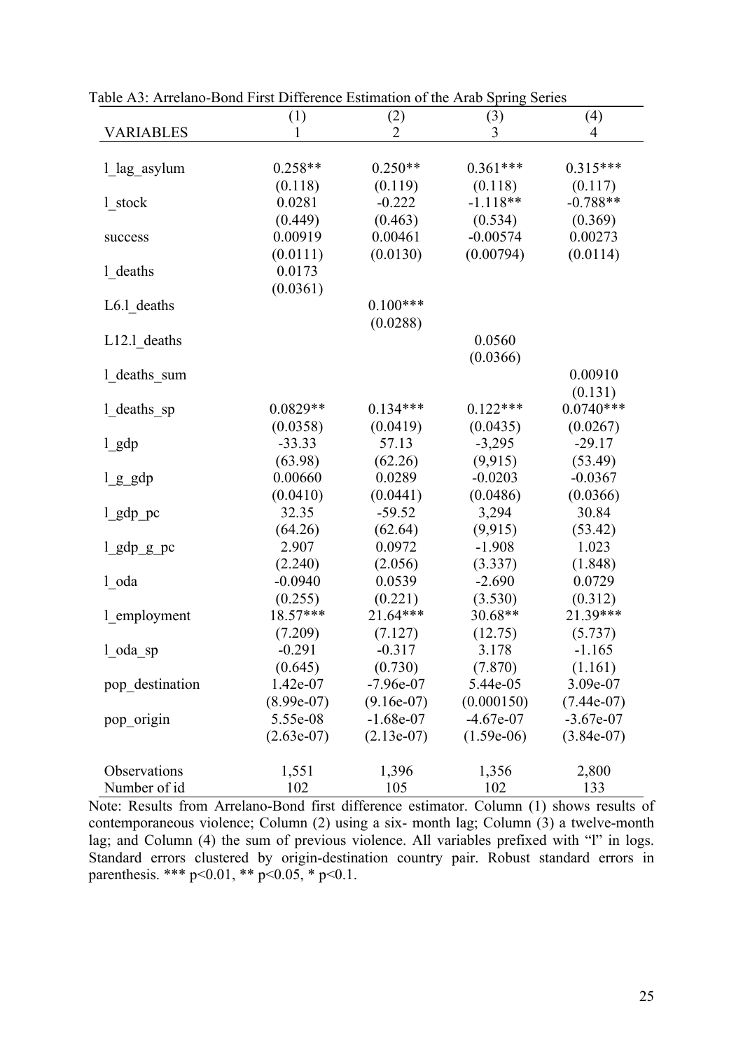Table A3: Arrelano-Bond First Difference Estimation of the Arab Spring Series

| | (1) | (2) | (3) | (4) |
|---|---|---|---|---|
| VARIABLES | 1 | 2 | 3 | 4 |
| l_lag_asylum | 0.258** | 0.250** | 0.361*** | 0.315*** |
| | (0.118) | (0.119) | (0.118) | (0.117) |
| l_stock | 0.0281 | -0.222 | -1.118** | -0.788** |
| | (0.449) | (0.463) | (0.534) | (0.369) |
| success | 0.00919 | 0.00461 | -0.00574 | 0.00273 |
| | (0.0111) | (0.0130) | (0.00794) | (0.0114) |
| l_deaths | 0.0173 | | | |
| | (0.0361) | | | |
| L6.l_deaths | | 0.100*** | | |
| | | (0.0288) | | |
| L12.l_deaths | | | 0.0560 | |
| | | | (0.0366) | |
| l_deaths_sum | | | | 0.00910 |
| | | | | (0.131) |
| l_deaths_sp | 0.0829** | 0.134*** | 0.122*** | 0.0740*** |
| | (0.0358) | (0.0419) | (0.0435) | (0.0267) |
| l_gdp | -33.33 | 57.13 | -3,295 | -29.17 |
| | (63.98) | (62.26) | (9,915) | (53.49) |
| l_g_gdp | 0.00660 | 0.0289 | -0.0203 | -0.0367 |
| | (0.0410) | (0.0441) | (0.0486) | (0.0366) |
| l_gdp_pc | 32.35 | -59.52 | 3,294 | 30.84 |
| | (64.26) | (62.64) | (9,915) | (53.42) |
| l_gdp_g_pc | 2.907 | 0.0972 | -1.908 | 1.023 |
| | (2.240) | (2.056) | (3.337) | (1.848) |
| l_oda | -0.0940 | 0.0539 | -2.690 | 0.0729 |
| | (0.255) | (0.221) | (3.530) | (0.312) |
| l_employment | 18.57*** | 21.64*** | 30.68** | 21.39*** |
| | (7.209) | (7.127) | (12.75) | (5.737) |
| l_oda_sp | -0.291 | -0.317 | 3.178 | -1.165 |
| | (0.645) | (0.730) | (7.870) | (1.161) |
| pop_destination | 1.42e-07 | -7.96e-07 | 5.44e-05 | 3.09e-07 |
| | (8.99e-07) | (9.16e-07) | (0.000150) | (7.44e-07) |
| pop_origin | 5.55e-08 | -1.68e-07 | -4.67e-07 | -3.67e-07 |
| | (2.63e-07) | (2.13e-07) | (1.59e-06) | (3.84e-07) |
| Observations | 1,551 | 1,396 | 1,356 | 2,800 |
| Number of id | 102 | 105 | 102 | 133 |

Note: Results from Arrelano-Bond first difference estimator. Column (1) shows results of contemporaneous violence; Column (2) using a six- month lag; Column (3) a twelve-month lag; and Column (4) the sum of previous violence. All variables prefixed with "l" in logs. Standard errors clustered by origin-destination country pair. Robust standard errors in parenthesis. *** $p<0.01$, ** $p<0.05$, * $p<0.1$.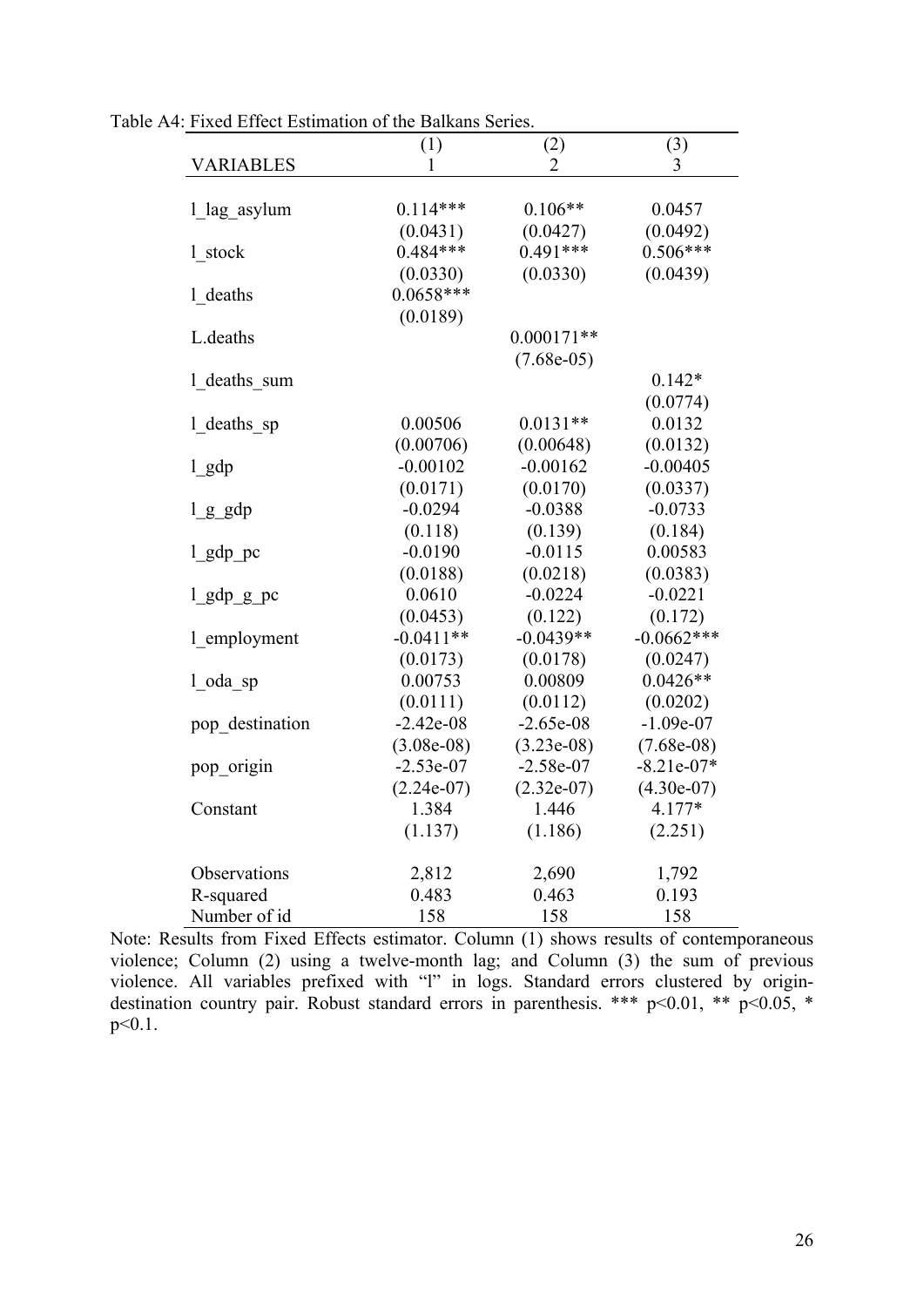Table A4: Fixed Effect Estimation of the Balkans Series.

| VARIABLES | (1)<br>1 | (2)<br>2 | (3)<br>3 |
|---|---|---|---|
| l_lag_asylum | 0.114*** | 0.106** | 0.0457 |
| | (0.0431) | (0.0427) | (0.0492) |
| l_stock | 0.484*** | 0.491*** | 0.506*** |
| | (0.0330) | (0.0330) | (0.0439) |
| l_deaths | 0.0658*** | | |
| | (0.0189) | | |
| L.deaths | | 0.000171** | |
| | | (7.68e-05) | |
| l_deaths_sum | | | 0.142* |
| | | | (0.0774) |
| l_deaths_sp | 0.00506 | 0.0131** | 0.0132 |
| | (0.00706) | (0.00648) | (0.0132) |
| l_gdp | -0.00102 | -0.00162 | -0.00405 |
| | (0.0171) | (0.0170) | (0.0337) |
| l_g_gdp | -0.0294 | -0.0388 | -0.0733 |
| | (0.118) | (0.139) | (0.184) |
| l_gdp_pc | -0.0190 | -0.0115 | 0.00583 |
| | (0.0188) | (0.0218) | (0.0383) |
| l_gdp_g_pc | 0.0610 | -0.0224 | -0.0221 |
| | (0.0453) | (0.122) | (0.172) |
| l_employment | -0.0411** | -0.0439** | -0.0662*** |
| | (0.0173) | (0.0178) | (0.0247) |
| l_oda_sp | 0.00753 | 0.00809 | 0.0426** |
| | (0.0111) | (0.0112) | (0.0202) |
| pop_destination | -2.42e-08 | -2.65e-08 | -1.09e-07 |
| | (3.08e-08) | (3.23e-08) | (7.68e-08) |
| pop_origin | -2.53e-07 | -2.58e-07 | -8.21e-07* |
| | (2.24e-07) | (2.32e-07) | (4.30e-07) |
| Constant | 1.384 | 1.446 | 4.177* |
| | (1.137) | (1.186) | (2.251) |
| Observations | 2,812 | 2,690 | 1,792 |
| R-squared | 0.483 | 0.463 | 0.193 |
| Number of id | 158 | 158 | 158 |

Note: Results from Fixed Effects estimator. Column (1) shows results of contemporaneous violence; Column (2) using a twelve-month lag; and Column (3) the sum of previous violence. All variables prefixed with "l" in logs. Standard errors clustered by origin-destination country pair. Robust standard errors in parenthesis. *** $p<0.01$, ** $p<0.05$, * $p<0.1$.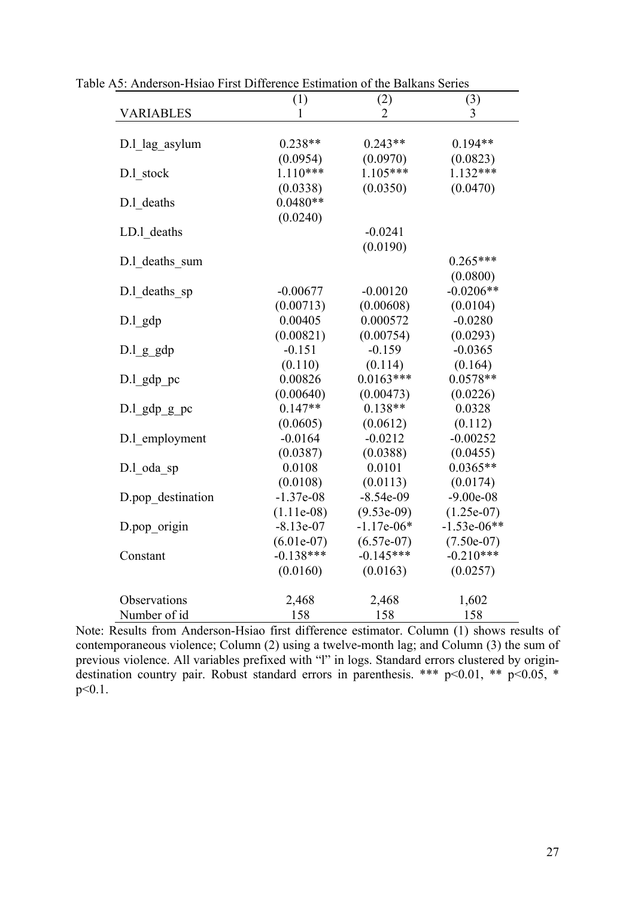Table A5: Anderson-Hsiao First Difference Estimation of the Balkans Series

| VARIABLES | (1)<br>1 | (2)<br>2 | (3)<br>3 |
|---|---|---|---|
| D.l_lag_asylum | 0.238** | 0.243** | 0.194** |
| | (0.0954) | (0.0970) | (0.0823) |
| D.l_stock | 1.110*** | 1.105*** | 1.132*** |
| | (0.0338) | (0.0350) | (0.0470) |
| D.l_deaths | 0.0480** | | |
| | (0.0240) | | |
| LD.l_deaths | | -0.0241 | |
| | | (0.0190) | |
| D.l_deaths_sum | | | 0.265*** |
| | | | (0.0800) |
| D.l_deaths_sp | -0.00677 | -0.00120 | -0.0206** |
| | (0.00713) | (0.00608) | (0.0104) |
| D.l_gdp | 0.00405 | 0.000572 | -0.0280 |
| | (0.00821) | (0.00754) | (0.0293) |
| D.l_g_gdp | -0.151 | -0.159 | -0.0365 |
| | (0.110) | (0.114) | (0.164) |
| D.l_gdp_pc | 0.00826 | 0.0163*** | 0.0578** |
| | (0.00640) | (0.00473) | (0.0226) |
| D.l_gdp_g_pc | 0.147** | 0.138** | 0.0328 |
| | (0.0605) | (0.0612) | (0.112) |
| D.l_employment | -0.0164 | -0.0212 | -0.00252 |
| | (0.0387) | (0.0388) | (0.0455) |
| D.l_oda_sp | 0.0108 | 0.0101 | 0.0365** |
| | (0.0108) | (0.0113) | (0.0174) |
| D.pop_destination | -1.37e-08 | -8.54e-09 | -9.00e-08 |
| | (1.11e-08) | (9.53e-09) | (1.25e-07) |
| D.pop_origin | -8.13e-07 | -1.17e-06* | -1.53e-06** |
| | (6.01e-07) | (6.57e-07) | (7.50e-07) |
| Constant | -0.138*** | -0.145*** | -0.210*** |
| | (0.0160) | (0.0163) | (0.0257) |
| Observations | 2,468 | 2,468 | 1,602 |
| Number of id | 158 | 158 | 158 |

Note: Results from Anderson-Hsiao first difference estimator. Column (1) shows results of contemporaneous violence; Column (2) using a twelve-month lag; and Column (3) the sum of previous violence. All variables prefixed with "l" in logs. Standard errors clustered by origin-destination country pair. Robust standard errors in parenthesis. *** $p<0.01$, ** $p<0.05$, * $p<0.1$.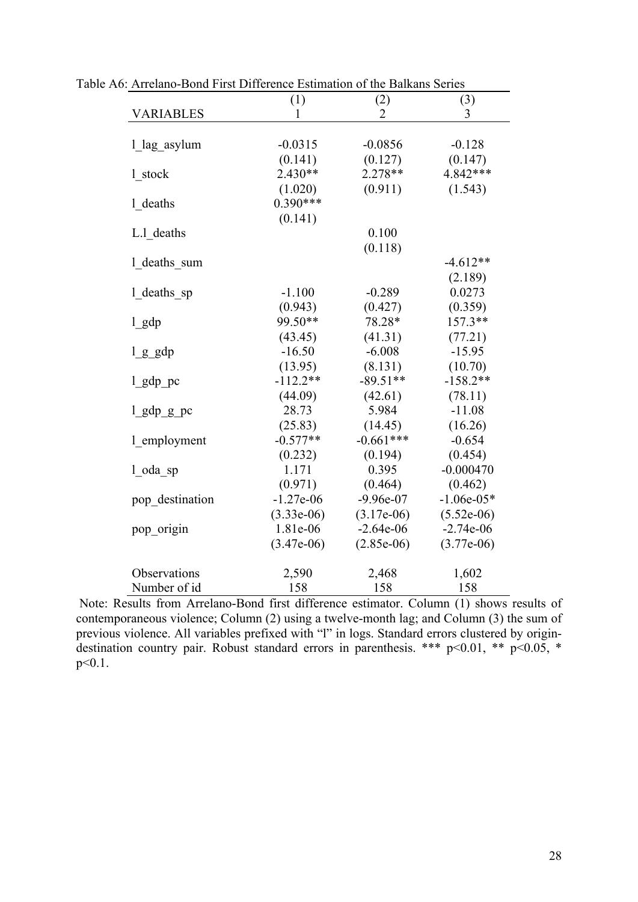Table A6: Arrelano-Bond First Difference Estimation of the Balkans Series

| VARIABLES | (1)<br>1 | (2)<br>2 | (3)<br>3 |
|---|---|---|---|
| l_lag_asylum | -0.0315 | -0.0856 | -0.128 |
| | (0.141) | (0.127) | (0.147) |
| l_stock | 2.430** | 2.278** | 4.842*** |
| | (1.020) | (0.911) | (1.543) |
| l_deaths | 0.390*** | | |
| | (0.141) | | |
| L.l_deaths | | 0.100 | |
| | | (0.118) | |
| l_deaths_sum | | | -4.612** |
| | | | (2.189) |
| l_deaths_sp | -1.100 | -0.289 | 0.0273 |
| | (0.943) | (0.427) | (0.359) |
| l_gdp | 99.50** | 78.28* | 157.3** |
| | (43.45) | (41.31) | (77.21) |
| l_g_gdp | -16.50 | -6.008 | -15.95 |
| | (13.95) | (8.131) | (10.70) |
| l_gdp_pc | -112.2** | -89.51** | -158.2** |
| | (44.09) | (42.61) | (78.11) |
| l_gdp_g_pc | 28.73 | 5.984 | -11.08 |
| | (25.83) | (14.45) | (16.26) |
| l_employment | -0.577** | -0.661*** | -0.654 |
| | (0.232) | (0.194) | (0.454) |
| l_oda_sp | 1.171 | 0.395 | -0.000470 |
| | (0.971) | (0.464) | (0.462) |
| pop_destination | -1.27e-06 | -9.96e-07 | -1.06e-05* |
| | (3.33e-06) | (3.17e-06) | (5.52e-06) |
| pop_origin | 1.81e-06 | -2.64e-06 | -2.74e-06 |
| | (3.47e-06) | (2.85e-06) | (3.77e-06) |
| Observations | 2,590 | 2,468 | 1,602 |
| Number of id | 158 | 158 | 158 |

Note: Results from Arrelano-Bond first difference estimator. Column (1) shows results of contemporaneous violence; Column (2) using a twelve-month lag; and Column (3) the sum of previous violence. All variables prefixed with "l" in logs. Standard errors clustered by origin-destination country pair. Robust standard errors in parenthesis. *** p<0.01, ** p<0.05, * p<0.1.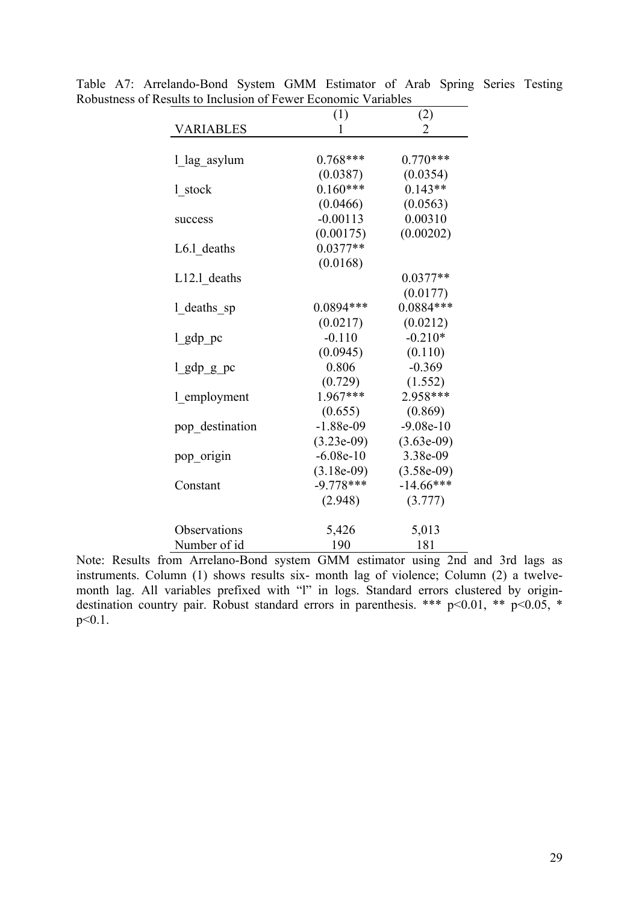Table A7: Arrelando-Bond System GMM Estimator of Arab Spring Series Testing Robustness of Results to Inclusion of Fewer Economic Variables

| VARIABLES | (1)<br>1 | (2)<br>2 |
|---|---|---|
| l_lag_asylum | 0.768*** | 0.770*** |
| | (0.0387) | (0.0354) |
| l_stock | 0.160*** | 0.143** |
| | (0.0466) | (0.0563) |
| success | -0.00113 | 0.00310 |
| | (0.00175) | (0.00202) |
| L6.l_deaths | 0.0377** | |
| | (0.0168) | |
| L12.l_deaths | | 0.0377** |
| | | (0.0177) |
| l_deaths_sp | 0.0894*** | 0.0884*** |
| | (0.0217) | (0.0212) |
| l_gdp_pc | -0.110 | -0.210* |
| | (0.0945) | (0.110) |
| l_gdp_g_pc | 0.806 | -0.369 |
| | (0.729) | (1.552) |
| l_employment | 1.967*** | 2.958*** |
| | (0.655) | (0.869) |
| pop_destination | -1.88e-09 | -9.08e-10 |
| | (3.23e-09) | (3.63e-09) |
| pop_origin | -6.08e-10 | 3.38e-09 |
| | (3.18e-09) | (3.58e-09) |
| Constant | -9.778*** | -14.66*** |
| | (2.948) | (3.777) |
| Observations | 5,426 | 5,013 |
| Number of id | 190 | 181 |

Note: Results from Arrelano-Bond system GMM estimator using 2nd and 3rd lags as instruments. Column (1) shows results six- month lag of violence; Column (2) a twelve-month lag. All variables prefixed with "l" in logs. Standard errors clustered by origin-destination country pair. Robust standard errors in parenthesis. *** $p<0.01$, ** $p<0.05$, * $p<0.1$.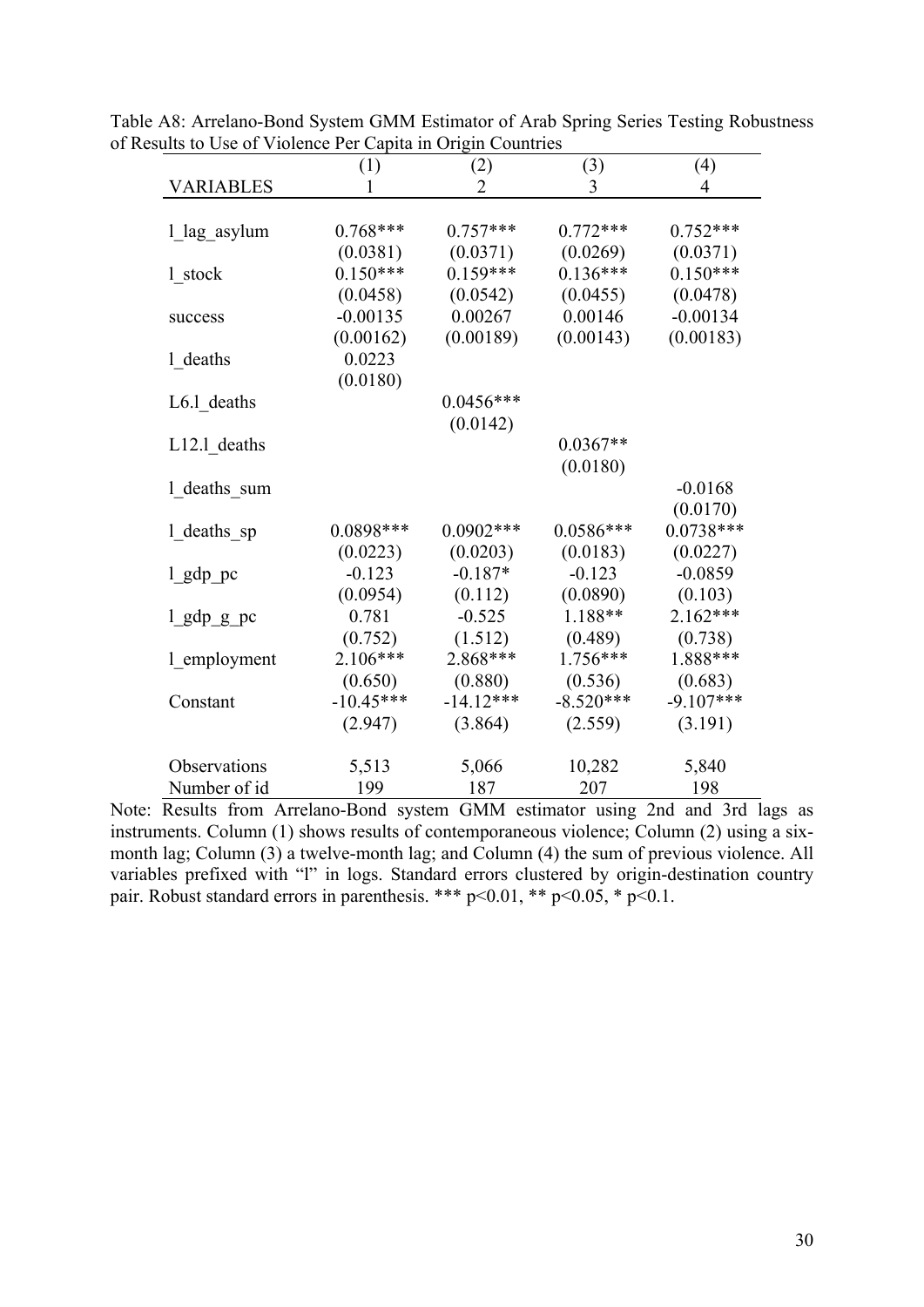Table A8: Arrelano-Bond System GMM Estimator of Arab Spring Series Testing Robustness of Results to Use of Violence Per Capita in Origin Countries

| VARIABLES | (1)<br>1 | (2)<br>2 | (3)<br>3 | (4)<br>4 |
|---|---|---|---|---|
| l_lag_asylum | 0.768*** | 0.757*** | 0.772*** | 0.752*** |
| | (0.0381) | (0.0371) | (0.0269) | (0.0371) |
| l_stock | 0.150*** | 0.159*** | 0.136*** | 0.150*** |
| | (0.0458) | (0.0542) | (0.0455) | (0.0478) |
| success | -0.00135 | 0.00267 | 0.00146 | -0.00134 |
| | (0.00162) | (0.00189) | (0.00143) | (0.00183) |
| l_deaths | 0.0223 | | | |
| | (0.0180) | | | |
| L6.l_deaths | | 0.0456*** | | |
| | | (0.0142) | | |
| L12.l_deaths | | | 0.0367** | |
| | | | (0.0180) | |
| l_deaths_sum | | | | -0.0168 |
| | | | | (0.0170) |
| l_deaths_sp | 0.0898*** | 0.0902*** | 0.0586*** | 0.0738*** |
| | (0.0223) | (0.0203) | (0.0183) | (0.0227) |
| l_gdp_pc | -0.123 | -0.187* | -0.123 | -0.0859 |
| | (0.0954) | (0.112) | (0.0890) | (0.103) |
| l_gdp_g_pc | 0.781 | -0.525 | 1.188** | 2.162*** |
| | (0.752) | (1.512) | (0.489) | (0.738) |
| l_employment | 2.106*** | 2.868*** | 1.756*** | 1.888*** |
| | (0.650) | (0.880) | (0.536) | (0.683) |
| Constant | -10.45*** | -14.12*** | -8.520*** | -9.107*** |
| | (2.947) | (3.864) | (2.559) | (3.191) |
| Observations | 5,513 | 5,066 | 10,282 | 5,840 |
| Number of id | 199 | 187 | 207 | 198 |

Note: Results from Arrelano-Bond system GMM estimator using 2nd and 3rd lags as instruments. Column (1) shows results of contemporaneous violence; Column (2) using a six-month lag; Column (3) a twelve-month lag; and Column (4) the sum of previous violence. All variables prefixed with "l" in logs. Standard errors clustered by origin-destination country pair. Robust standard errors in parenthesis. *** $p<0.01$, ** $p<0.05$, * $p<0.1$.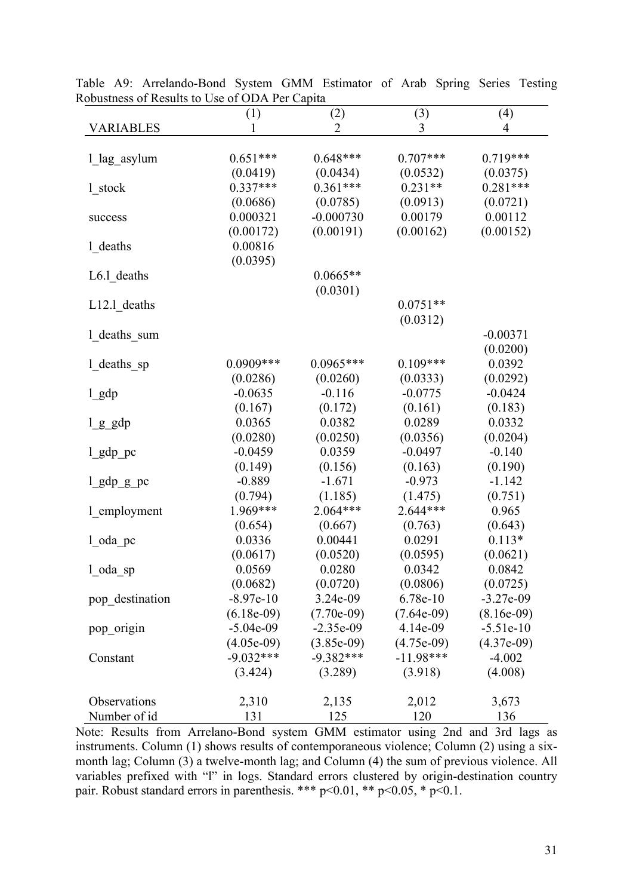Table A9: Arrelando-Bond System GMM Estimator of Arab Spring Series Testing Robustness of Results to Use of ODA Per Capita

| VARIABLES | (1)<br>1 | (2)<br>2 | (3)<br>3 | (4)<br>4 |
|---|---|---|---|---|
| l_lag_asylum | 0.651*** | 0.648*** | 0.707*** | 0.719*** |
| | (0.0419) | (0.0434) | (0.0532) | (0.0375) |
| l_stock | 0.337*** | 0.361*** | 0.231** | 0.281*** |
| | (0.0686) | (0.0785) | (0.0913) | (0.0721) |
| success | 0.000321 | -0.000730 | 0.00179 | 0.00112 |
| | (0.00172) | (0.00191) | (0.00162) | (0.00152) |
| l_deaths | 0.00816 | | | |
| | (0.0395) | | | |
| L6.l_deaths | | 0.0665** | | |
| | | (0.0301) | | |
| L12.l_deaths | | | 0.0751** | |
| | | | (0.0312) | |
| l_deaths_sum | | | | -0.00371 |
| | | | | (0.0200) |
| l_deaths_sp | 0.0909*** | 0.0965*** | 0.109*** | 0.0392 |
| | (0.0286) | (0.0260) | (0.0333) | (0.0292) |
| l_gdp | -0.0635 | -0.116 | -0.0775 | -0.0424 |
| | (0.167) | (0.172) | (0.161) | (0.183) |
| l_g_gdp | 0.0365 | 0.0382 | 0.0289 | 0.0332 |
| | (0.0280) | (0.0250) | (0.0356) | (0.0204) |
| l_gdp_pc | -0.0459 | 0.0359 | -0.0497 | -0.140 |
| | (0.149) | (0.156) | (0.163) | (0.190) |
| l_gdp_g_pc | -0.889 | -1.671 | -0.973 | -1.142 |
| | (0.794) | (1.185) | (1.475) | (0.751) |
| l_employment | 1.969*** | 2.064*** | 2.644*** | 0.965 |
| | (0.654) | (0.667) | (0.763) | (0.643) |
| l_oda_pc | 0.0336 | 0.00441 | 0.0291 | 0.113* |
| | (0.0617) | (0.0520) | (0.0595) | (0.0621) |
| l_oda_sp | 0.0569 | 0.0280 | 0.0342 | 0.0842 |
| | (0.0682) | (0.0720) | (0.0806) | (0.0725) |
| pop_destination | -8.97e-10 | 3.24e-09 | 6.78e-10 | -3.27e-09 |
| | (6.18e-09) | (7.70e-09) | (7.64e-09) | (8.16e-09) |
| pop_origin | -5.04e-09 | -2.35e-09 | 4.14e-09 | -5.51e-10 |
| | (4.05e-09) | (3.85e-09) | (4.75e-09) | (4.37e-09) |
| Constant | -9.032*** | -9.382*** | -11.98*** | -4.002 |
| | (3.424) | (3.289) | (3.918) | (4.008) |
| Observations | 2,310 | 2,135 | 2,012 | 3,673 |
| Number of id | 131 | 125 | 120 | 136 |

Note: Results from Arrelano-Bond system GMM estimator using 2nd and 3rd lags as instruments. Column (1) shows results of contemporaneous violence; Column (2) using a six-month lag; Column (3) a twelve-month lag; and Column (4) the sum of previous violence. All variables prefixed with "l" in logs. Standard errors clustered by origin-destination country pair. Robust standard errors in parenthesis. *** p<0.01, ** p<0.05, * p<0.1.